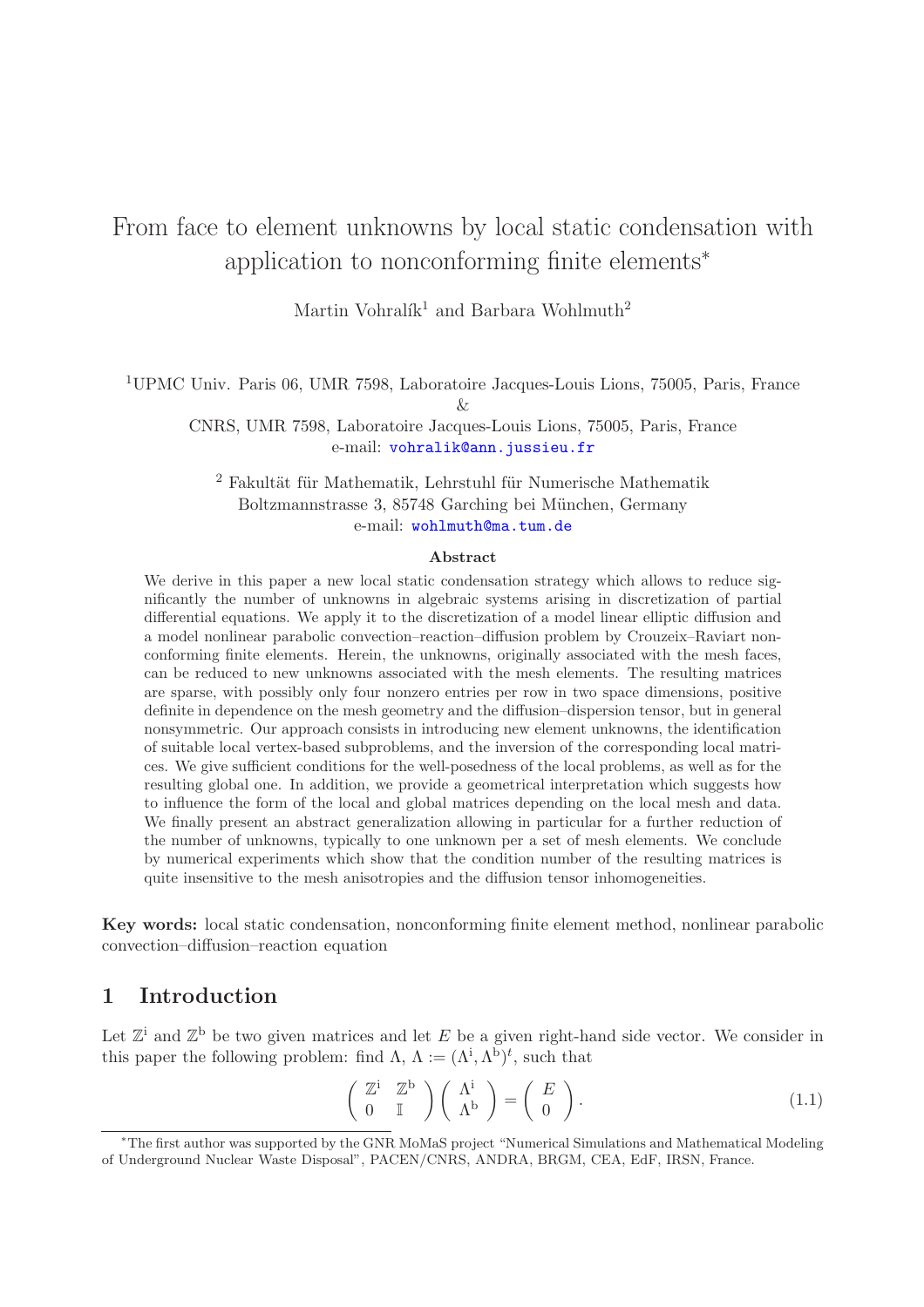# From face to element unknowns by local static condensation with application to nonconforming finite elements*

Martin Vohralík[1] and Barbara Wohlmuth[2]

[1]UPMC Univ. Paris 06, UMR 7598, Laboratoire Jacques-Louis Lions, 75005, Paris, France
&
CNRS, UMR 7598, Laboratoire Jacques-Louis Lions, 75005, Paris, France
e-mail: vohralik@ann.jussieu.fr

[2] Fakultät für Mathematik, Lehrstuhl für Numerische Mathematik
Boltzmannstrasse 3, 85748 Garching bei München, Germany
e-mail: wohlmuth@ma.tum.de

### Abstract

We derive in this paper a new local static condensation strategy which allows to reduce significantly the number of unknowns in algebraic systems arising in discretization of partial differential equations. We apply it to the discretization of a model linear elliptic diffusion and a model nonlinear parabolic convection–reaction–diffusion problem by Crouzeix–Raviart nonconforming finite elements. Herein, the unknowns, originally associated with the mesh faces, can be reduced to new unknowns associated with the mesh elements. The resulting matrices are sparse, with possibly only four nonzero entries per row in two space dimensions, positive definite in dependence on the mesh geometry and the diffusion–dispersion tensor, but in general nonsymmetric. Our approach consists in introducing new element unknowns, the identification of suitable local vertex-based subproblems, and the inversion of the corresponding local matrices. We give sufficient conditions for the well-posedness of the local problems, as well as for the resulting global one. In addition, we provide a geometrical interpretation which suggests how to influence the form of the local and global matrices depending on the local mesh and data. We finally present an abstract generalization allowing in particular for a further reduction of the number of unknowns, typically to one unknown per a set of mesh elements. We conclude by numerical experiments which show that the condition number of the resulting matrices is quite insensitive to the mesh anisotropies and the diffusion tensor inhomogeneities.

**Key words:** local static condensation, nonconforming finite element method, nonlinear parabolic convection–diffusion–reaction equation

## 1 Introduction

Let $\mathbb{Z}^{\mathrm{i}}$ and $\mathbb{Z}^{\mathrm{b}}$ be two given matrices and let $E$ be a given right-hand side vector. We consider in this paper the following problem: find $\Lambda$, $\Lambda := (\Lambda^{\mathrm{i}}, \Lambda^{\mathrm{b}})^t$, such that

$$\begin{pmatrix} \mathbb{Z}^{\mathrm{i}} & \mathbb{Z}^{\mathrm{b}} \\ 0 & \mathbb{I} \end{pmatrix} \begin{pmatrix} \Lambda^{\mathrm{i}} \\ \Lambda^{\mathrm{b}} \end{pmatrix} = \begin{pmatrix} E \\ 0 \end{pmatrix}. \tag{1.1}$$

*The first author was supported by the GNR MoMaS project "Numerical Simulations and Mathematical Modeling of Underground Nuclear Waste Disposal", PACEN/CNRS, ANDRA, BRGM, CEA, EdF, IRSN, France.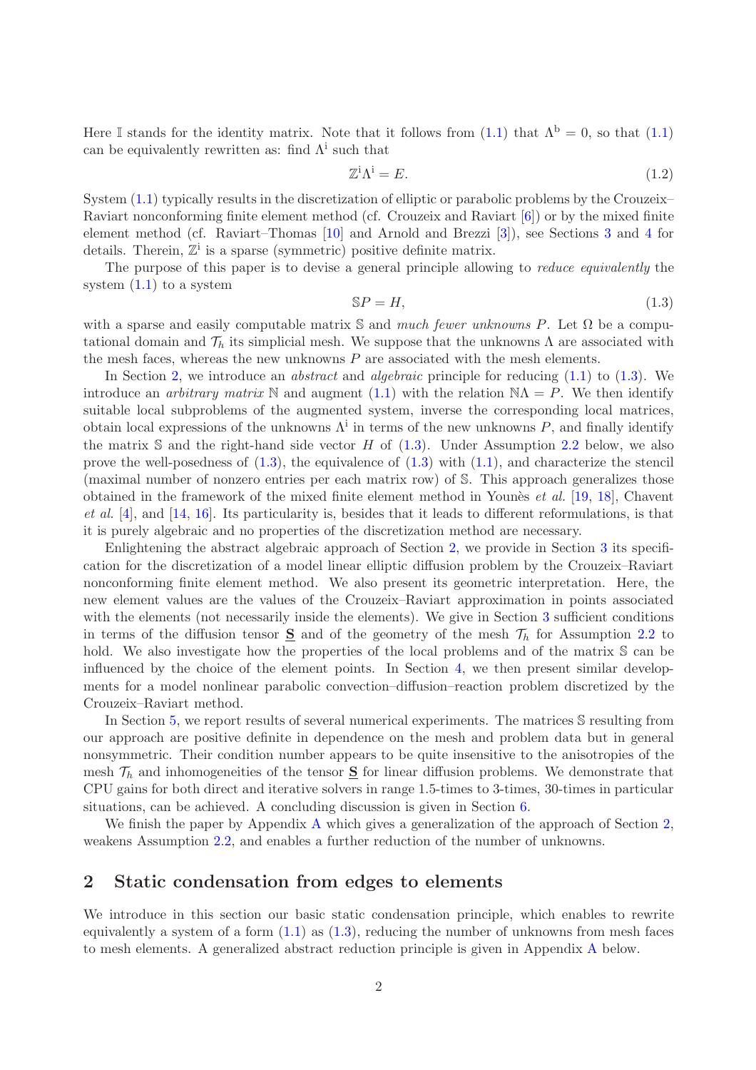Here $\mathbb{I}$ stands for the identity matrix. Note that it follows from (1.1) that $\Lambda^{\rm b} = 0$, so that (1.1) can be equivalently rewritten as: find $\Lambda^{\rm i}$ such that

$$\mathbb{Z}^{\rm i}\Lambda^{\rm i} = E. \tag{1.2}$$

System (1.1) typically results in the discretization of elliptic or parabolic problems by the Crouzeix–Raviart nonconforming finite element method (cf. Crouzeix and Raviart [6]) or by the mixed finite element method (cf. Raviart–Thomas [10] and Arnold and Brezzi [3]), see Sections 3 and 4 for details. Therein, $\mathbb{Z}^{\rm i}$ is a sparse (symmetric) positive definite matrix.

The purpose of this paper is to devise a general principle allowing to *reduce equivalently* the system (1.1) to a system

$$\mathbb{S}P = H, \tag{1.3}$$

with a sparse and easily computable matrix $\mathbb{S}$ and *much fewer unknowns* $P$. Let $\Omega$ be a computational domain and $\mathcal{T}_h$ its simplicial mesh. We suppose that the unknowns $\Lambda$ are associated with the mesh faces, whereas the new unknowns $P$ are associated with the mesh elements.

In Section 2, we introduce an *abstract* and *algebraic* principle for reducing (1.1) to (1.3). We introduce an *arbitrary matrix* $\mathbb{N}$ and augment (1.1) with the relation $\mathbb{N}\Lambda = P$. We then identify suitable local subproblems of the augmented system, inverse the corresponding local matrices, obtain local expressions of the unknowns $\Lambda^{\rm i}$ in terms of the new unknowns $P$, and finally identify the matrix $\mathbb{S}$ and the right-hand side vector $H$ of (1.3). Under Assumption 2.2 below, we also prove the well-posedness of (1.3), the equivalence of (1.3) with (1.1), and characterize the stencil (maximal number of nonzero entries per each matrix row) of $\mathbb{S}$. This approach generalizes those obtained in the framework of the mixed finite element method in Younès *et al.* [19, 18], Chavent *et al.* [4], and [14, 16]. Its particularity is, besides that it leads to different reformulations, is that it is purely algebraic and no properties of the discretization method are necessary.

Enlightening the abstract algebraic approach of Section 2, we provide in Section 3 its specification for the discretization of a model linear elliptic diffusion problem by the Crouzeix–Raviart nonconforming finite element method. We also present its geometric interpretation. Here, the new element values are the values of the Crouzeix–Raviart approximation in points associated with the elements (not necessarily inside the elements). We give in Section 3 sufficient conditions in terms of the diffusion tensor $\underline{\mathbf{S}}$ and of the geometry of the mesh $\mathcal{T}_h$ for Assumption 2.2 to hold. We also investigate how the properties of the local problems and of the matrix $\mathbb{S}$ can be influenced by the choice of the element points. In Section 4, we then present similar developments for a model nonlinear parabolic convection–diffusion–reaction problem discretized by the Crouzeix–Raviart method.

In Section 5, we report results of several numerical experiments. The matrices $\mathbb{S}$ resulting from our approach are positive definite in dependence on the mesh and problem data but in general nonsymmetric. Their condition number appears to be quite insensitive to the anisotropies of the mesh $\mathcal{T}_h$ and inhomogeneities of the tensor $\underline{\mathbf{S}}$ for linear diffusion problems. We demonstrate that CPU gains for both direct and iterative solvers in range 1.5-times to 3-times, 30-times in particular situations, can be achieved. A concluding discussion is given in Section 6.

We finish the paper by Appendix A which gives a generalization of the approach of Section 2, weakens Assumption 2.2, and enables a further reduction of the number of unknowns.

## 2 Static condensation from edges to elements

We introduce in this section our basic static condensation principle, which enables to rewrite equivalently a system of a form (1.1) as (1.3), reducing the number of unknowns from mesh faces to mesh elements. A generalized abstract reduction principle is given in Appendix A below.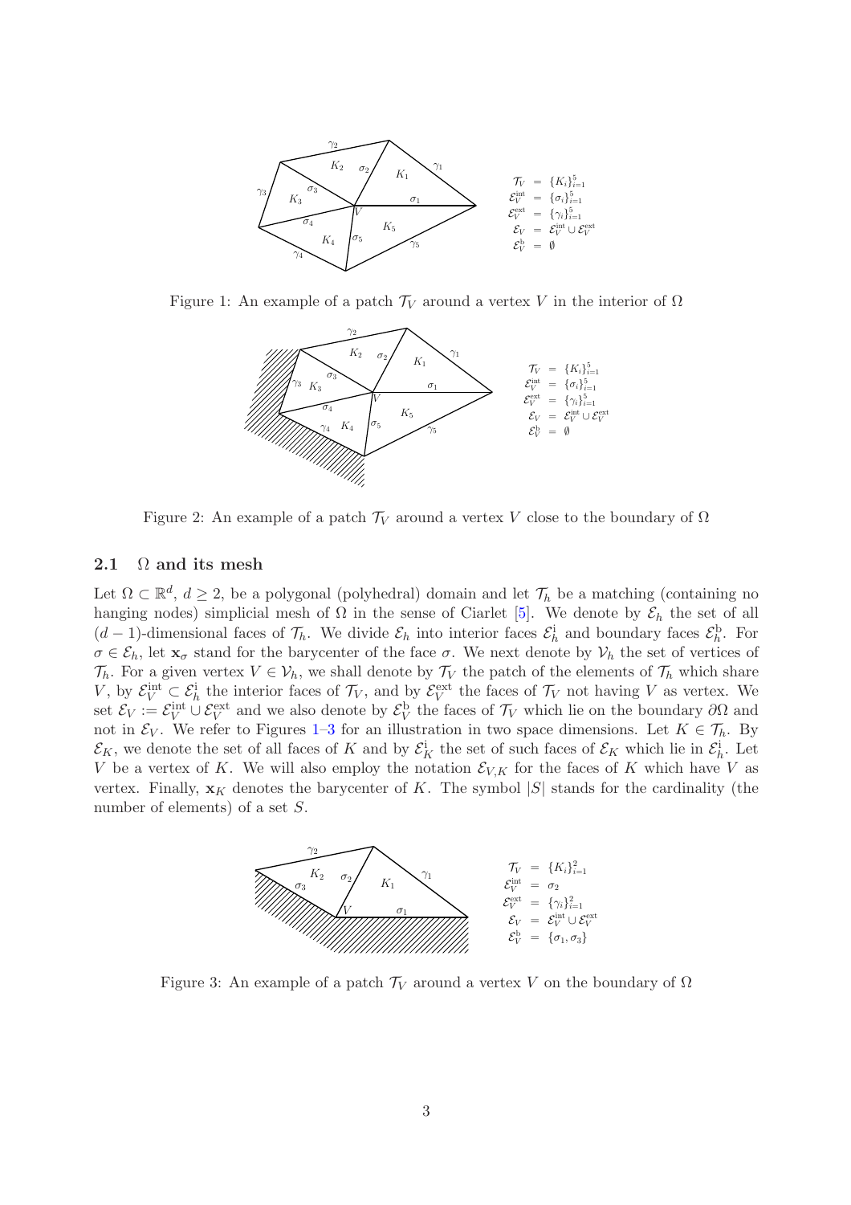Figure 1: An example of a patch $\mathcal{T}_V$ around a vertex $V$ in the interior of $\Omega$

Figure 2: An example of a patch $\mathcal{T}_V$ around a vertex $V$ close to the boundary of $\Omega$

### 2.1 $\Omega$ and its mesh

Let $\Omega \subset \mathbb{R}^d$, $d \geq 2$, be a polygonal (polyhedral) domain and let $\mathcal{T}_h$ be a matching (containing no hanging nodes) simplicial mesh of $\Omega$ in the sense of Ciarlet [5]. We denote by $\mathcal{E}_h$ the set of all $(d-1)$-dimensional faces of $\mathcal{T}_h$. We divide $\mathcal{E}_h$ into interior faces $\mathcal{E}_h^{\mathrm{i}}$ and boundary faces $\mathcal{E}_h^{\mathrm{b}}$. For $\sigma \in \mathcal{E}_h$, let $\mathbf{x}_\sigma$ stand for the barycenter of the face $\sigma$. We next denote by $\mathcal{V}_h$ the set of vertices of $\mathcal{T}_h$. For a given vertex $V \in \mathcal{V}_h$, we shall denote by $\mathcal{T}_V$ the patch of the elements of $\mathcal{T}_h$ which share $V$, by $\mathcal{E}_V^{\mathrm{int}} \subset \mathcal{E}_h^{\mathrm{i}}$ the interior faces of $\mathcal{T}_V$, and by $\mathcal{E}_V^{\mathrm{ext}}$ the faces of $\mathcal{T}_V$ not having $V$ as vertex. We set $\mathcal{E}_V := \mathcal{E}_V^{\mathrm{int}} \cup \mathcal{E}_V^{\mathrm{ext}}$ and we also denote by $\mathcal{E}_V^{\mathrm{b}}$ the faces of $\mathcal{T}_V$ which lie on the boundary $\partial\Omega$ and not in $\mathcal{E}_V$. We refer to Figures 1–3 for an illustration in two space dimensions. Let $K \in \mathcal{T}_h$. By $\mathcal{E}_K$, we denote the set of all faces of $K$ and by $\mathcal{E}_K^{\mathrm{i}}$ the set of such faces of $\mathcal{E}_K$ which lie in $\mathcal{E}_h^{\mathrm{i}}$. Let $V$ be a vertex of $K$. We will also employ the notation $\mathcal{E}_{V,K}$ for the faces of $K$ which have $V$ as vertex. Finally, $\mathbf{x}_K$ denotes the barycenter of $K$. The symbol $|S|$ stands for the cardinality (the number of elements) of a set $S$.

Figure 3: An example of a patch $\mathcal{T}_V$ around a vertex $V$ on the boundary of $\Omega$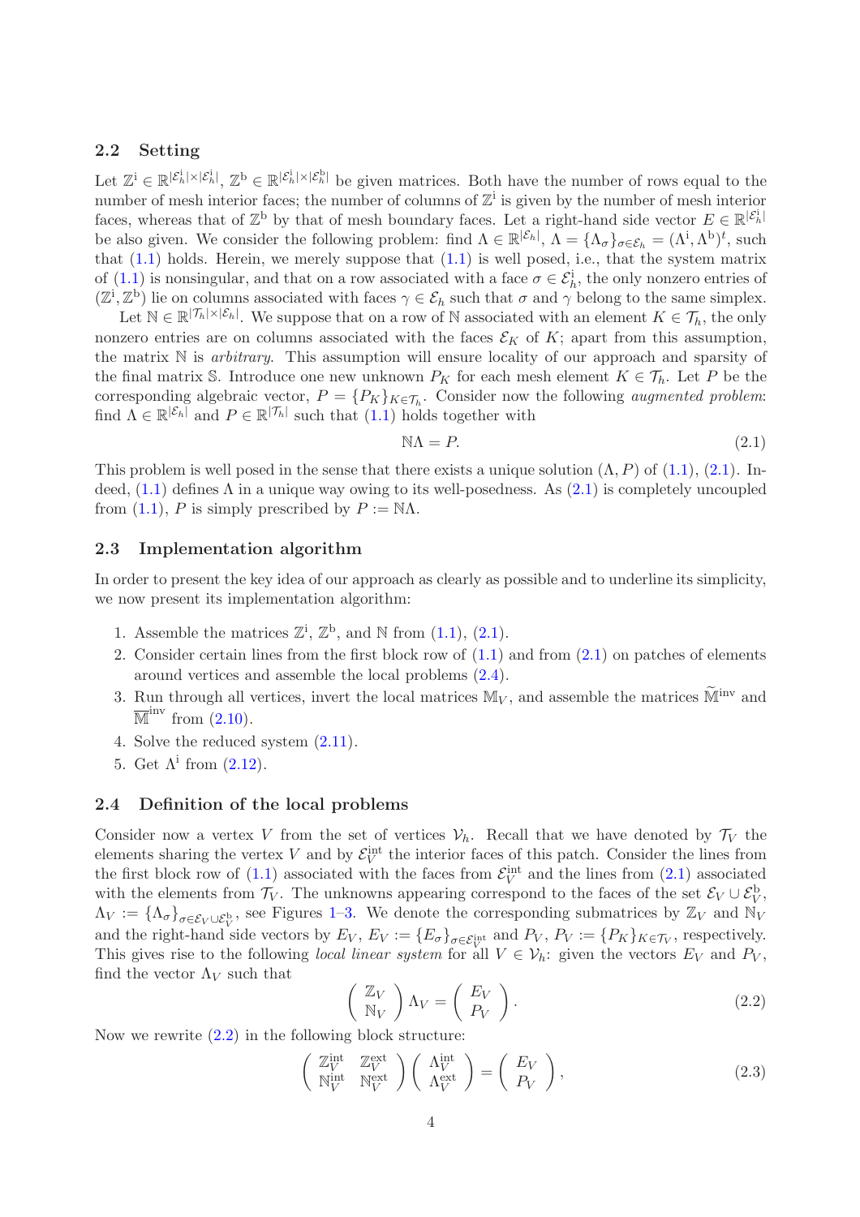### 2.2 Setting

Let $\mathbb{Z}^{\mathrm{i}} \in \mathbb{R}^{|\mathcal{E}_h^{\mathrm{i}}|\times|\mathcal{E}_h^{\mathrm{i}}|}$, $\mathbb{Z}^{\mathrm{b}} \in \mathbb{R}^{|\mathcal{E}_h^{\mathrm{i}}|\times|\mathcal{E}_h^{\mathrm{b}}|}$ be given matrices. Both have the number of rows equal to the number of mesh interior faces; the number of columns of $\mathbb{Z}^{\mathrm{i}}$ is given by the number of mesh interior faces, whereas that of $\mathbb{Z}^{\mathrm{b}}$ by that of mesh boundary faces. Let a right-hand side vector $E \in \mathbb{R}^{|\mathcal{E}_h^{\mathrm{i}}|}$ be also given. We consider the following problem: find $\Lambda \in \mathbb{R}^{|\mathcal{E}_h|}$, $\Lambda = \{\Lambda_\sigma\}_{\sigma\in\mathcal{E}_h} = (\Lambda^{\mathrm{i}}, \Lambda^{\mathrm{b}})^t$, such that (1.1) holds. Herein, we merely suppose that (1.1) is well posed, i.e., that the system matrix of (1.1) is nonsingular, and that on a row associated with a face $\sigma \in \mathcal{E}_h^{\mathrm{i}}$, the only nonzero entries of $(\mathbb{Z}^{\mathrm{i}}, \mathbb{Z}^{\mathrm{b}})$ lie on columns associated with faces $\gamma \in \mathcal{E}_h$ such that $\sigma$ and $\gamma$ belong to the same simplex.

Let $\mathbb{N} \in \mathbb{R}^{|\mathcal{T}_h|\times|\mathcal{E}_h|}$. We suppose that on a row of $\mathbb{N}$ associated with an element $K \in \mathcal{T}_h$, the only nonzero entries are on columns associated with the faces $\mathcal{E}_K$ of $K$; apart from this assumption, the matrix $\mathbb{N}$ is *arbitrary*. This assumption will ensure locality of our approach and sparsity of the final matrix $\mathbb{S}$. Introduce one new unknown $P_K$ for each mesh element $K \in \mathcal{T}_h$. Let $P$ be the corresponding algebraic vector, $P = \{P_K\}_{K\in\mathcal{T}_h}$. Consider now the following *augmented problem*: find $\Lambda \in \mathbb{R}^{|\mathcal{E}_h|}$ and $P \in \mathbb{R}^{|\mathcal{T}_h|}$ such that (1.1) holds together with

$$\mathbb{N}\Lambda = P. \tag{2.1}$$

This problem is well posed in the sense that there exists a unique solution $(\Lambda, P)$ of (1.1), (2.1). Indeed, (1.1) defines $\Lambda$ in a unique way owing to its well-posedness. As (2.1) is completely uncoupled from (1.1), $P$ is simply prescribed by $P := \mathbb{N}\Lambda$.

### 2.3 Implementation algorithm

In order to present the key idea of our approach as clearly as possible and to underline its simplicity, we now present its implementation algorithm:

1. Assemble the matrices $\mathbb{Z}^{\mathrm{i}}$, $\mathbb{Z}^{\mathrm{b}}$, and $\mathbb{N}$ from (1.1), (2.1).
2. Consider certain lines from the first block row of (1.1) and from (2.1) on patches of elements around vertices and assemble the local problems (2.4).
3. Run through all vertices, invert the local matrices $\mathbb{M}_V$, and assemble the matrices $\widetilde{\mathbb{M}}^{\mathrm{inv}}$ and $\overline{\mathbb{M}}^{\mathrm{inv}}$ from (2.10).
4. Solve the reduced system (2.11).
5. Get $\Lambda^{\mathrm{i}}$ from (2.12).

### 2.4 Definition of the local problems

Consider now a vertex $V$ from the set of vertices $\mathcal{V}_h$. Recall that we have denoted by $\mathcal{T}_V$ the elements sharing the vertex $V$ and by $\mathcal{E}_V^{\mathrm{int}}$ the interior faces of this patch. Consider the lines from the first block row of (1.1) associated with the faces from $\mathcal{E}_V^{\mathrm{int}}$ and the lines from (2.1) associated with the elements from $\mathcal{T}_V$. The unknowns appearing correspond to the faces of the set $\mathcal{E}_V \cup \mathcal{E}_V^{\mathrm{b}}$, $\Lambda_V := \{\Lambda_\sigma\}_{\sigma\in\mathcal{E}_V\cup\mathcal{E}_V^{\mathrm{b}}}$, see Figures 1–3. We denote the corresponding submatrices by $\mathbb{Z}_V$ and $\mathbb{N}_V$ and the right-hand side vectors by $E_V$, $E_V := \{E_\sigma\}_{\sigma\in\mathcal{E}_V^{\mathrm{int}}}$ and $P_V$, $P_V := \{P_K\}_{K\in\mathcal{T}_V}$, respectively. This gives rise to the following *local linear system* for all $V \in \mathcal{V}_h$: given the vectors $E_V$ and $P_V$, find the vector $\Lambda_V$ such that

$$\begin{pmatrix} \mathbb{Z}_V \\ \mathbb{N}_V \end{pmatrix} \Lambda_V = \begin{pmatrix} E_V \\ P_V \end{pmatrix}. \tag{2.2}$$

Now we rewrite (2.2) in the following block structure:

$$\begin{pmatrix} \mathbb{Z}_V^{\mathrm{int}} & \mathbb{Z}_V^{\mathrm{ext}} \\ \mathbb{N}_V^{\mathrm{int}} & \mathbb{N}_V^{\mathrm{ext}} \end{pmatrix} \begin{pmatrix} \Lambda_V^{\mathrm{int}} \\ \Lambda_V^{\mathrm{ext}} \end{pmatrix} = \begin{pmatrix} E_V \\ P_V \end{pmatrix}, \tag{2.3}$$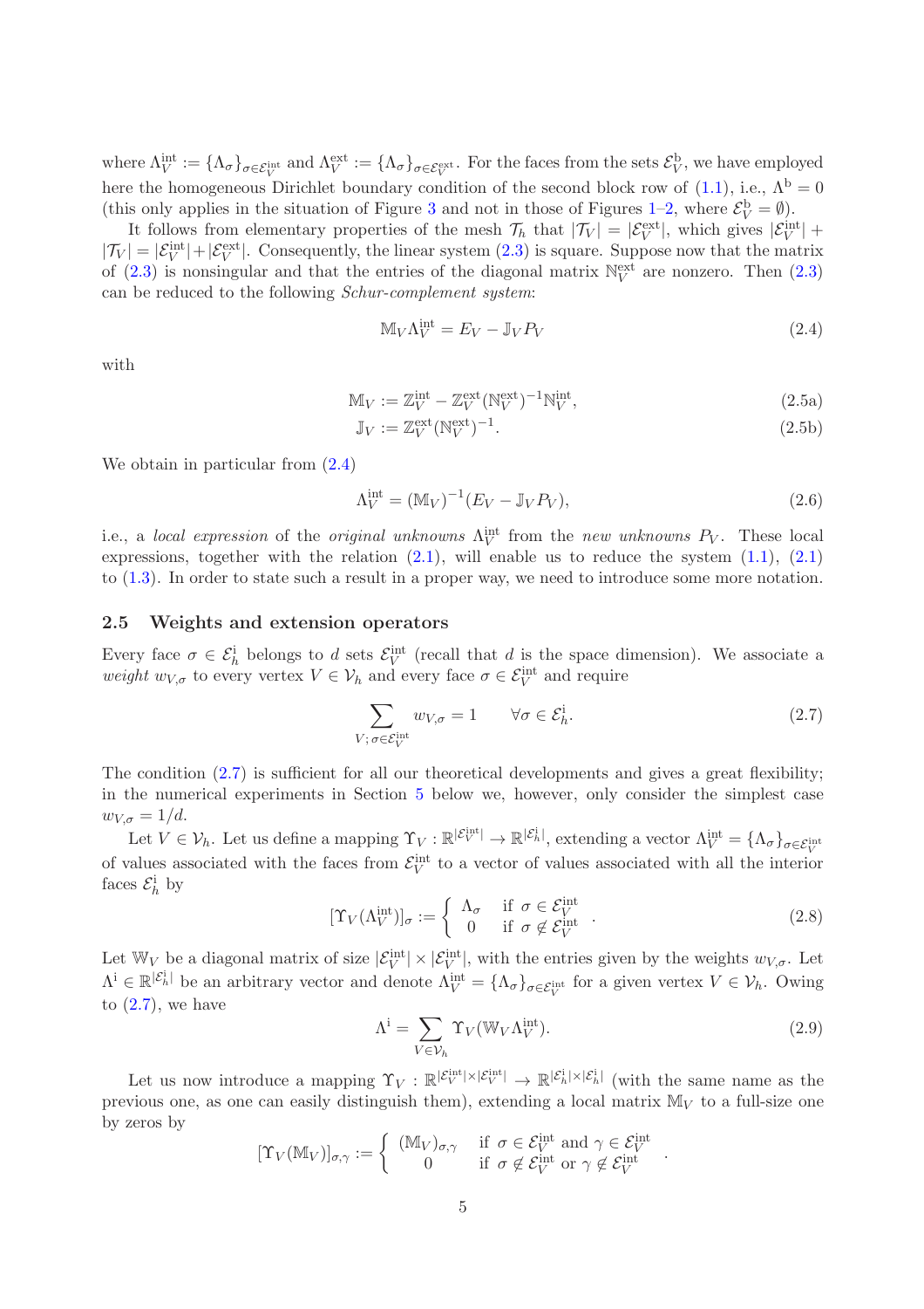where $\Lambda_V^{\rm int} := \{\Lambda_\sigma\}_{\sigma\in\mathcal{E}_V^{\rm int}}$ and $\Lambda_V^{\rm ext} := \{\Lambda_\sigma\}_{\sigma\in\mathcal{E}_V^{\rm ext}}$. For the faces from the sets $\mathcal{E}_V^{\rm b}$, we have employed here the homogeneous Dirichlet boundary condition of the second block row of (1.1), i.e., $\Lambda^{\rm b} = 0$ (this only applies in the situation of Figure 3 and not in those of Figures 1–2, where $\mathcal{E}_V^{\rm b} = \emptyset$).

It follows from elementary properties of the mesh $\mathcal{T}_h$ that $|\mathcal{T}_V| = |\mathcal{E}_V^{\rm ext}|$, which gives $|\mathcal{E}_V^{\rm int}| + |\mathcal{T}_V| = |\mathcal{E}_V^{\rm int}| + |\mathcal{E}_V^{\rm ext}|$. Consequently, the linear system (2.3) is square. Suppose now that the matrix of (2.3) is nonsingular and that the entries of the diagonal matrix $\mathbb{N}_V^{\rm ext}$ are nonzero. Then (2.3) can be reduced to the following *Schur-complement system*:

$$\mathbb{M}_V \Lambda_V^{\rm int} = E_V - \mathbb{J}_V P_V \tag{2.4}$$

with

$$\mathbb{M}_V := \mathbb{Z}_V^{\rm int} - \mathbb{Z}_V^{\rm ext}(\mathbb{N}_V^{\rm ext})^{-1}\mathbb{N}_V^{\rm int}, \tag{2.5a}$$

$$\mathbb{J}_V := \mathbb{Z}_V^{\rm ext}(\mathbb{N}_V^{\rm ext})^{-1}. \tag{2.5b}$$

We obtain in particular from (2.4)

$$\Lambda_V^{\rm int} = (\mathbb{M}_V)^{-1}(E_V - \mathbb{J}_V P_V), \tag{2.6}$$

i.e., a *local expression* of the *original unknowns* $\Lambda_V^{\rm int}$ from the *new unknowns* $P_V$. These local expressions, together with the relation (2.1), will enable us to reduce the system (1.1), (2.1) to (1.3). In order to state such a result in a proper way, we need to introduce some more notation.

## 2.5 Weights and extension operators

Every face $\sigma \in \mathcal{E}_h^{\rm i}$ belongs to $d$ sets $\mathcal{E}_V^{\rm int}$ (recall that $d$ is the space dimension). We associate a *weight* $w_{V,\sigma}$ to every vertex $V \in \mathcal{V}_h$ and every face $\sigma \in \mathcal{E}_V^{\rm int}$ and require

$$\sum_{V;\, \sigma\in\mathcal{E}_V^{\rm int}} w_{V,\sigma} = 1 \qquad \forall \sigma \in \mathcal{E}_h^{\rm i}. \tag{2.7}$$

The condition (2.7) is sufficient for all our theoretical developments and gives a great flexibility; in the numerical experiments in Section 5 below we, however, only consider the simplest case $w_{V,\sigma} = 1/d$.

Let $V \in \mathcal{V}_h$. Let us define a mapping $\Upsilon_V : \mathbb{R}^{|\mathcal{E}_V^{\rm int}|} \to \mathbb{R}^{|\mathcal{E}_h^{\rm i}|}$, extending a vector $\Lambda_V^{\rm int} = \{\Lambda_\sigma\}_{\sigma\in\mathcal{E}_V^{\rm int}}$ of values associated with the faces from $\mathcal{E}_V^{\rm int}$ to a vector of values associated with all the interior faces $\mathcal{E}_h^{\rm i}$ by

$$[\Upsilon_V(\Lambda_V^{\rm int})]_\sigma := \begin{cases} \Lambda_\sigma & \text{if } \sigma \in \mathcal{E}_V^{\rm int} \\ 0 & \text{if } \sigma \notin \mathcal{E}_V^{\rm int} \end{cases}. \tag{2.8}$$

Let $\mathbb{W}_V$ be a diagonal matrix of size $|\mathcal{E}_V^{\rm int}| \times |\mathcal{E}_V^{\rm int}|$, with the entries given by the weights $w_{V,\sigma}$. Let $\Lambda^{\rm i} \in \mathbb{R}^{|\mathcal{E}_h^{\rm i}|}$ be an arbitrary vector and denote $\Lambda_V^{\rm int} = \{\Lambda_\sigma\}_{\sigma\in\mathcal{E}_V^{\rm int}}$ for a given vertex $V \in \mathcal{V}_h$. Owing to (2.7), we have

$$\Lambda^{\rm i} = \sum_{V\in\mathcal{V}_h} \Upsilon_V(\mathbb{W}_V \Lambda_V^{\rm int}). \tag{2.9}$$

Let us now introduce a mapping $\Upsilon_V : \mathbb{R}^{|\mathcal{E}_V^{\rm int}|\times|\mathcal{E}_V^{\rm int}|} \to \mathbb{R}^{|\mathcal{E}_h^{\rm i}|\times|\mathcal{E}_h^{\rm i}|}$ (with the same name as the previous one, as one can easily distinguish them), extending a local matrix $\mathbb{M}_V$ to a full-size one by zeros by

$$[\Upsilon_V(\mathbb{M}_V)]_{\sigma,\gamma} := \begin{cases} (\mathbb{M}_V)_{\sigma,\gamma} & \text{if } \sigma \in \mathcal{E}_V^{\rm int} \text{ and } \gamma \in \mathcal{E}_V^{\rm int} \\ 0 & \text{if } \sigma \notin \mathcal{E}_V^{\rm int} \text{ or } \gamma \notin \mathcal{E}_V^{\rm int} \end{cases}.$$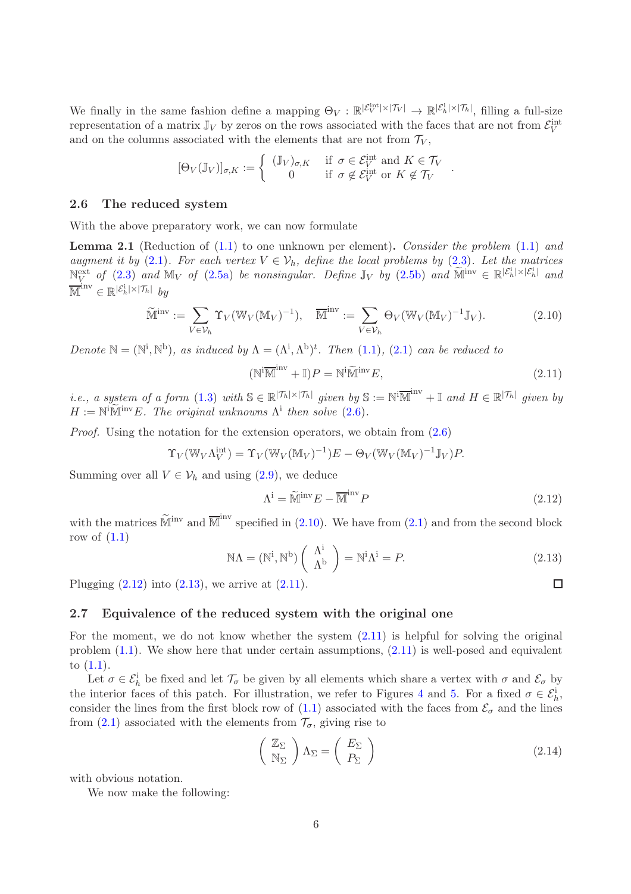We finally in the same fashion define a mapping $\Theta_V : \mathbb{R}^{|\mathcal{E}_V^{\rm int}|\times|\mathcal{T}_V|} \to \mathbb{R}^{|\mathcal{E}_h^{\rm i}|\times|\mathcal{T}_h|}$, filling a full-size representation of a matrix $\mathbb{J}_V$ by zeros on the rows associated with the faces that are not from $\mathcal{E}_V^{\rm int}$ and on the columns associated with the elements that are not from $\mathcal{T}_V$,

$$[\Theta_V(\mathbb{J}_V)]_{\sigma,K} := \begin{cases} (\mathbb{J}_V)_{\sigma,K} & \text{if } \sigma \in \mathcal{E}_V^{\rm int} \text{ and } K \in \mathcal{T}_V \\ 0 & \text{if } \sigma \notin \mathcal{E}_V^{\rm int} \text{ or } K \notin \mathcal{T}_V \end{cases}.$$

## 2.6 The reduced system

With the above preparatory work, we can now formulate

**Lemma 2.1** (Reduction of (1.1) to one unknown per element)**.** *Consider the problem (1.1) and augment it by (2.1). For each vertex $V \in \mathcal{V}_h$, define the local problems by (2.3). Let the matrices $\mathbb{N}_V^{\rm ext}$ of (2.3) and $\mathbb{M}_V$ of (2.5a) be nonsingular. Define $\mathbb{J}_V$ by (2.5b) and $\widetilde{\mathbb{M}}^{\rm inv} \in \mathbb{R}^{|\mathcal{E}_h^{\rm i}|\times|\mathcal{E}_h^{\rm i}|}$ and $\overline{\mathbb{M}}^{\rm inv} \in \mathbb{R}^{|\mathcal{E}_h^{\rm i}|\times|\mathcal{T}_h|}$ by*

$$\widetilde{\mathbb{M}}^{\rm inv} := \sum_{V\in\mathcal{V}_h} \Upsilon_V(\mathbb{W}_V(\mathbb{M}_V)^{-1}), \quad \overline{\mathbb{M}}^{\rm inv} := \sum_{V\in\mathcal{V}_h} \Theta_V(\mathbb{W}_V(\mathbb{M}_V)^{-1}\mathbb{J}_V). \tag{2.10}$$

*Denote $\mathbb{N} = (\mathbb{N}^{\rm i}, \mathbb{N}^{\rm b})$, as induced by $\Lambda = (\Lambda^{\rm i}, \Lambda^{\rm b})^t$. Then (1.1), (2.1) can be reduced to*

$$(\mathbb{N}^{\rm i}\overline{\mathbb{M}}^{\rm inv} + \mathbb{I})P = \mathbb{N}^{\rm i}\widetilde{\mathbb{M}}^{\rm inv}E, \tag{2.11}$$

*i.e., a system of a form (1.3) with $\mathbb{S} \in \mathbb{R}^{|\mathcal{T}_h|\times|\mathcal{T}_h|}$ given by $\mathbb{S} := \mathbb{N}^{\rm i}\overline{\mathbb{M}}^{\rm inv} + \mathbb{I}$ and $H \in \mathbb{R}^{|\mathcal{T}_h|}$ given by $H := \mathbb{N}^{\rm i}\widetilde{\mathbb{M}}^{\rm inv}E$. The original unknowns $\Lambda^{\rm i}$ then solve (2.6).*

*Proof.* Using the notation for the extension operators, we obtain from (2.6)

$$\Upsilon_V(\mathbb{W}_V\Lambda_V^{\rm int}) = \Upsilon_V(\mathbb{W}_V(\mathbb{M}_V)^{-1})E - \Theta_V(\mathbb{W}_V(\mathbb{M}_V)^{-1}\mathbb{J}_V)P.$$

Summing over all $V \in \mathcal{V}_h$ and using (2.9), we deduce

$$\Lambda^{\rm i} = \widetilde{\mathbb{M}}^{\rm inv}E - \overline{\mathbb{M}}^{\rm inv}P \tag{2.12}$$

with the matrices $\widetilde{\mathbb{M}}^{\rm inv}$ and $\overline{\mathbb{M}}^{\rm inv}$ specified in (2.10). We have from (2.1) and from the second block row of (1.1)

$$\mathbb{N}\Lambda = (\mathbb{N}^{\rm i}, \mathbb{N}^{\rm b})\begin{pmatrix} \Lambda^{\rm i} \\ \Lambda^{\rm b} \end{pmatrix} = \mathbb{N}^{\rm i}\Lambda^{\rm i} = P. \tag{2.13}$$

Plugging (2.12) into (2.13), we arrive at (2.11). $\square$

## 2.7 Equivalence of the reduced system with the original one

For the moment, we do not know whether the system (2.11) is helpful for solving the original problem (1.1). We show here that under certain assumptions, (2.11) is well-posed and equivalent to (1.1).

Let $\sigma \in \mathcal{E}_h^{\rm i}$ be fixed and let $\mathcal{T}_\sigma$ be given by all elements which share a vertex with $\sigma$ and $\mathcal{E}_\sigma$ by the interior faces of this patch. For illustration, we refer to Figures 4 and 5. For a fixed $\sigma \in \mathcal{E}_h^{\rm i}$, consider the lines from the first block row of (1.1) associated with the faces from $\mathcal{E}_\sigma$ and the lines from (2.1) associated with the elements from $\mathcal{T}_\sigma$, giving rise to

$$\begin{pmatrix} \mathbb{Z}_\Sigma \\ \mathbb{N}_\Sigma \end{pmatrix} \Lambda_\Sigma = \begin{pmatrix} E_\Sigma \\ P_\Sigma \end{pmatrix} \tag{2.14}$$

with obvious notation.

We now make the following: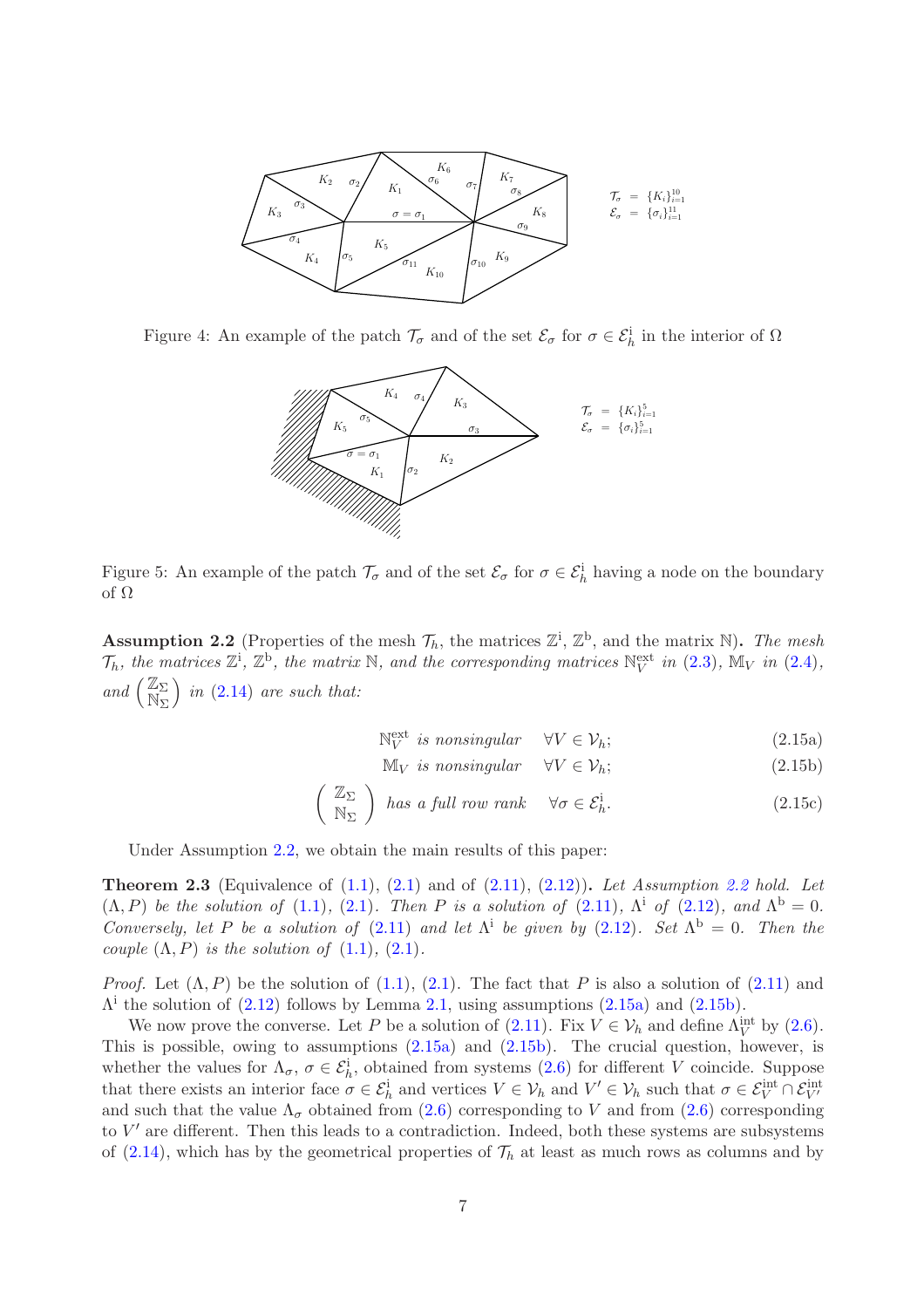$\mathcal{T}_\sigma = \{K_i\}_{i=1}^{10}$
$\mathcal{E}_\sigma = \{\sigma_i\}_{i=1}^{11}$

Figure 4: An example of the patch $\mathcal{T}_\sigma$ and of the set $\mathcal{E}_\sigma$ for $\sigma \in \mathcal{E}_h^{\mathrm{i}}$ in the interior of $\Omega$

$\mathcal{T}_\sigma = \{K_i\}_{i=1}^{5}$
$\mathcal{E}_\sigma = \{\sigma_i\}_{i=1}^{5}$

Figure 5: An example of the patch $\mathcal{T}_\sigma$ and of the set $\mathcal{E}_\sigma$ for $\sigma \in \mathcal{E}_h^{\mathrm{i}}$ having a node on the boundary of $\Omega$

**Assumption 2.2** (Properties of the mesh $\mathcal{T}_h$, the matrices $\mathbb{Z}^{\mathrm{i}}$, $\mathbb{Z}^{\mathrm{b}}$, and the matrix $\mathbb{N}$)**.** *The mesh $\mathcal{T}_h$, the matrices $\mathbb{Z}^{\mathrm{i}}$, $\mathbb{Z}^{\mathrm{b}}$, the matrix $\mathbb{N}$, and the corresponding matrices $\mathbb{N}_V^{\mathrm{ext}}$ in (2.3), $\mathbb{M}_V$ in (2.4), and $\begin{pmatrix} \mathbb{Z}_\Sigma \\ \mathbb{N}_\Sigma \end{pmatrix}$ in (2.14) are such that:*

$$\mathbb{N}_V^{\mathrm{ext}} \ \textit{is nonsingular} \quad \forall V \in \mathcal{V}_h; \tag{2.15a}$$

$$\mathbb{M}_V \ \textit{is nonsingular} \quad \forall V \in \mathcal{V}_h; \tag{2.15b}$$

$$\begin{pmatrix} \mathbb{Z}_\Sigma \\ \mathbb{N}_\Sigma \end{pmatrix} \ \textit{has a full row rank} \quad \forall \sigma \in \mathcal{E}_h^{\mathrm{i}}. \tag{2.15c}$$

Under Assumption 2.2, we obtain the main results of this paper:

**Theorem 2.3** (Equivalence of (1.1), (2.1) and of (2.11), (2.12))**.** *Let Assumption 2.2 hold. Let $(\Lambda, P)$ be the solution of (1.1), (2.1). Then $P$ is a solution of (2.11), $\Lambda^{\mathrm{i}}$ of (2.12), and $\Lambda^{\mathrm{b}} = 0$. Conversely, let $P$ be a solution of (2.11) and let $\Lambda^{\mathrm{i}}$ be given by (2.12). Set $\Lambda^{\mathrm{b}} = 0$. Then the couple $(\Lambda, P)$ is the solution of (1.1), (2.1).*

*Proof.* Let $(\Lambda, P)$ be the solution of (1.1), (2.1). The fact that $P$ is also a solution of (2.11) and $\Lambda^{\mathrm{i}}$ the solution of (2.12) follows by Lemma 2.1, using assumptions (2.15a) and (2.15b).

We now prove the converse. Let $P$ be a solution of (2.11). Fix $V \in \mathcal{V}_h$ and define $\Lambda_V^{\mathrm{int}}$ by (2.6). This is possible, owing to assumptions (2.15a) and (2.15b). The crucial question, however, is whether the values for $\Lambda_\sigma$, $\sigma \in \mathcal{E}_h^{\mathrm{i}}$, obtained from systems (2.6) for different $V$ coincide. Suppose that there exists an interior face $\sigma \in \mathcal{E}_h^{\mathrm{i}}$ and vertices $V \in \mathcal{V}_h$ and $V' \in \mathcal{V}_h$ such that $\sigma \in \mathcal{E}_V^{\mathrm{int}} \cap \mathcal{E}_{V'}^{\mathrm{int}}$ and such that the value $\Lambda_\sigma$ obtained from (2.6) corresponding to $V$ and from (2.6) corresponding to $V'$ are different. Then this leads to a contradiction. Indeed, both these systems are subsystems of (2.14), which has by the geometrical properties of $\mathcal{T}_h$ at least as much rows as columns and by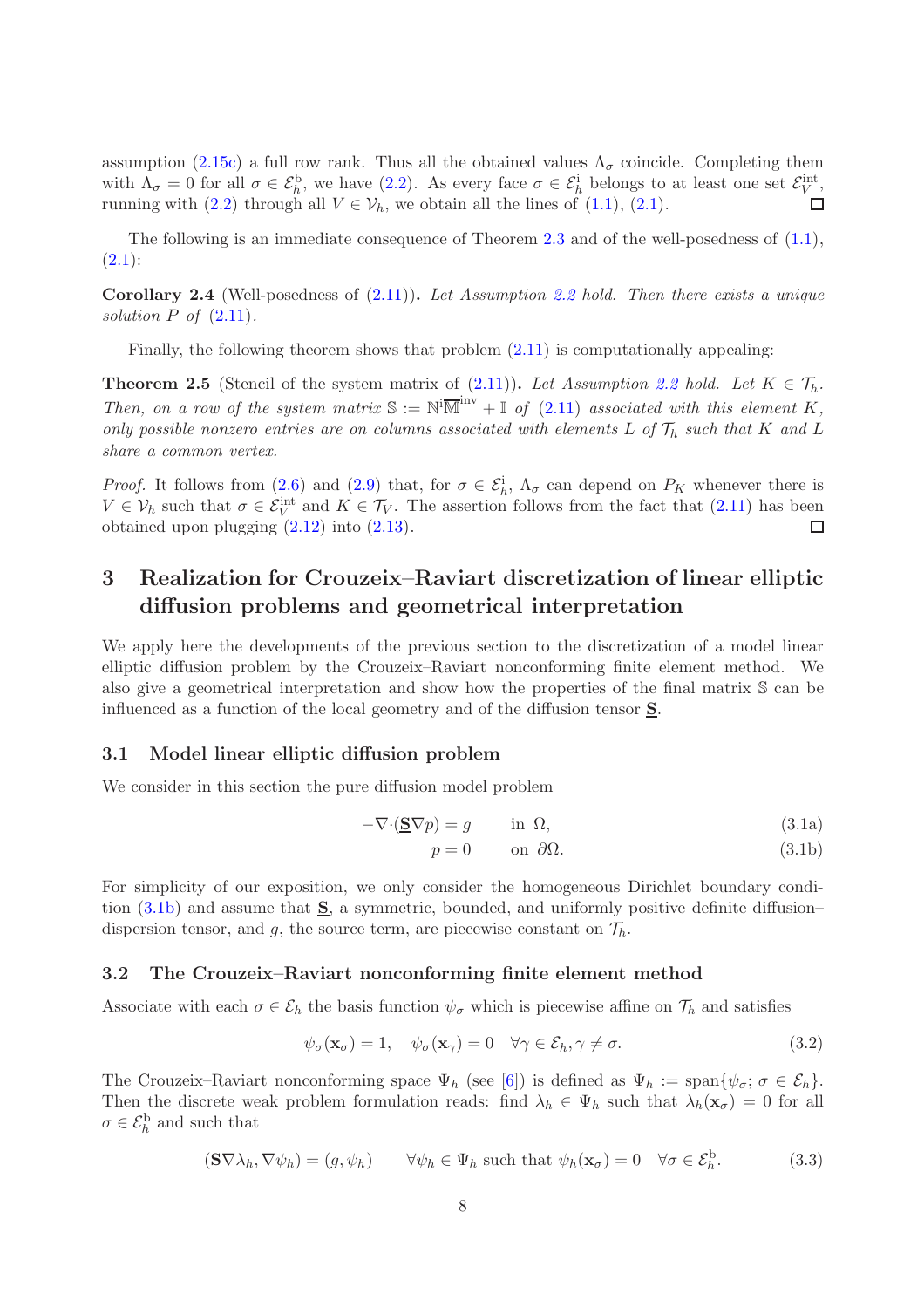assumption (2.15c) a full row rank. Thus all the obtained values $\Lambda_\sigma$ coincide. Completing them with $\Lambda_\sigma = 0$ for all $\sigma \in \mathcal{E}_h^{\rm b}$, we have (2.2). As every face $\sigma \in \mathcal{E}_h^{\rm i}$ belongs to at least one set $\mathcal{E}_V^{\rm int}$, running with (2.2) through all $V \in \mathcal{V}_h$, we obtain all the lines of (1.1), (2.1). □

The following is an immediate consequence of Theorem 2.3 and of the well-posedness of (1.1), (2.1):

**Corollary 2.4** (Well-posedness of (2.11))**.** *Let Assumption 2.2 hold. Then there exists a unique solution $P$ of (2.11).*

Finally, the following theorem shows that problem (2.11) is computationally appealing:

**Theorem 2.5** (Stencil of the system matrix of (2.11))**.** *Let Assumption 2.2 hold. Let $K \in \mathcal{T}_h$. Then, on a row of the system matrix $\mathbb{S} := \mathbb{N}^{\rm i}\overline{\mathbb{M}}^{\rm inv} + \mathbb{I}$ of (2.11) associated with this element $K$, only possible nonzero entries are on columns associated with elements $L$ of $\mathcal{T}_h$ such that $K$ and $L$ share a common vertex.*

*Proof.* It follows from (2.6) and (2.9) that, for $\sigma \in \mathcal{E}_h^{\rm i}$, $\Lambda_\sigma$ can depend on $P_K$ whenever there is $V \in \mathcal{V}_h$ such that $\sigma \in \mathcal{E}_V^{\rm int}$ and $K \in \mathcal{T}_V$. The assertion follows from the fact that (2.11) has been obtained upon plugging (2.12) into (2.13). □

# 3 Realization for Crouzeix–Raviart discretization of linear elliptic diffusion problems and geometrical interpretation

We apply here the developments of the previous section to the discretization of a model linear elliptic diffusion problem by the Crouzeix–Raviart nonconforming finite element method. We also give a geometrical interpretation and show how the properties of the final matrix $\mathbb{S}$ can be influenced as a function of the local geometry and of the diffusion tensor $\underline{\mathbf{S}}$.

## 3.1 Model linear elliptic diffusion problem

We consider in this section the pure diffusion model problem

$$-\nabla\cdot(\underline{\mathbf{S}}\nabla p) = g \qquad \text{in } \Omega, \tag{3.1a}$$

$$p = 0 \qquad \text{on } \partial\Omega. \tag{3.1b}$$

For simplicity of our exposition, we only consider the homogeneous Dirichlet boundary condition (3.1b) and assume that $\underline{\mathbf{S}}$, a symmetric, bounded, and uniformly positive definite diffusion–dispersion tensor, and $g$, the source term, are piecewise constant on $\mathcal{T}_h$.

## 3.2 The Crouzeix–Raviart nonconforming finite element method

Associate with each $\sigma \in \mathcal{E}_h$ the basis function $\psi_\sigma$ which is piecewise affine on $\mathcal{T}_h$ and satisfies

$$\psi_\sigma(\mathbf{x}_\sigma) = 1, \quad \psi_\sigma(\mathbf{x}_\gamma) = 0 \quad \forall \gamma \in \mathcal{E}_h, \gamma \neq \sigma. \tag{3.2}$$

The Crouzeix–Raviart nonconforming space $\Psi_h$ (see [6]) is defined as $\Psi_h := \text{span}\{\psi_\sigma;\, \sigma \in \mathcal{E}_h\}$. Then the discrete weak problem formulation reads: find $\lambda_h \in \Psi_h$ such that $\lambda_h(\mathbf{x}_\sigma) = 0$ for all $\sigma \in \mathcal{E}_h^{\rm b}$ and such that

$$(\underline{\mathbf{S}}\nabla\lambda_h, \nabla\psi_h) = (g, \psi_h) \qquad \forall \psi_h \in \Psi_h \text{ such that } \psi_h(\mathbf{x}_\sigma) = 0 \quad \forall \sigma \in \mathcal{E}_h^{\rm b}. \tag{3.3}$$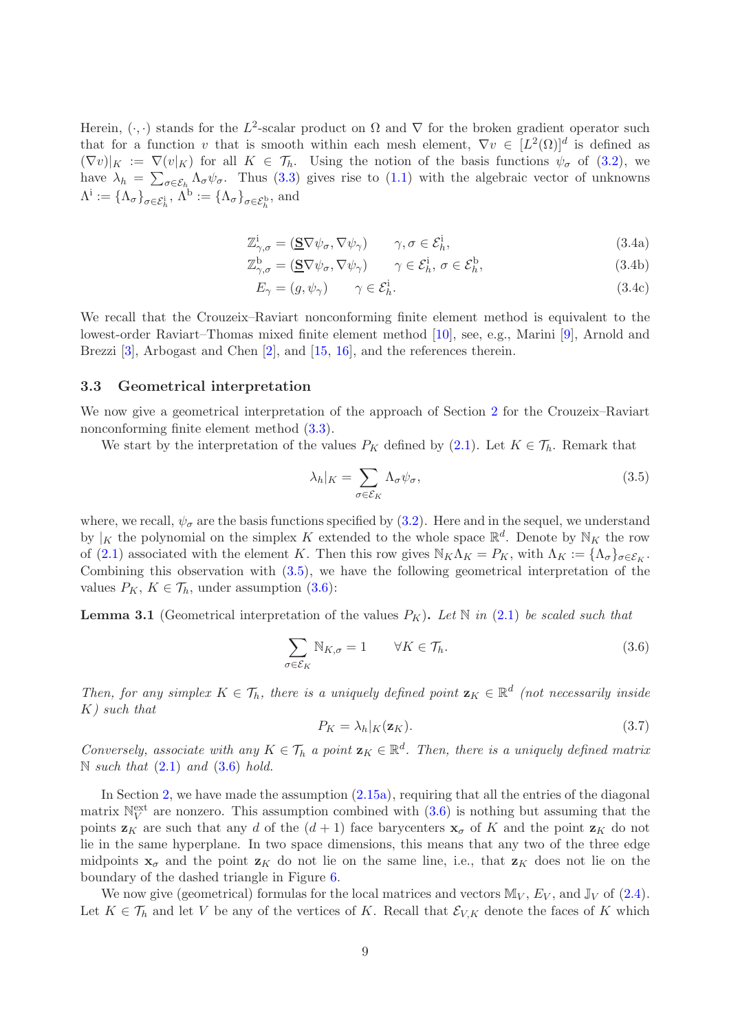Herein, $(\cdot, \cdot)$ stands for the $L^2$-scalar product on $\Omega$ and $\nabla$ for the broken gradient operator such that for a function $v$ that is smooth within each mesh element, $\nabla v \in [L^2(\Omega)]^d$ is defined as $(\nabla v)|_K := \nabla(v|_K)$ for all $K \in \mathcal{T}_h$. Using the notion of the basis functions $\psi_\sigma$ of (3.2), we have $\lambda_h = \sum_{\sigma \in \mathcal{E}_h} \Lambda_\sigma \psi_\sigma$. Thus (3.3) gives rise to (1.1) with the algebraic vector of unknowns $\Lambda^{\rm i} := \{\Lambda_\sigma\}_{\sigma \in \mathcal{E}_h^{\rm i}}$, $\Lambda^{\rm b} := \{\Lambda_\sigma\}_{\sigma \in \mathcal{E}_h^{\rm b}}$, and

$$\mathbb{Z}^{\rm i}_{\gamma,\sigma} = (\underline{\mathbf{S}} \nabla \psi_\sigma, \nabla \psi_\gamma) \qquad \gamma, \sigma \in \mathcal{E}_h^{\rm i}, \tag{3.4a}$$

$$\mathbb{Z}^{\rm b}_{\gamma,\sigma} = (\underline{\mathbf{S}} \nabla \psi_\sigma, \nabla \psi_\gamma) \qquad \gamma \in \mathcal{E}_h^{\rm i},\, \sigma \in \mathcal{E}_h^{\rm b}, \tag{3.4b}$$

$$E_\gamma = (g, \psi_\gamma) \qquad \gamma \in \mathcal{E}_h^{\rm i}. \tag{3.4c}$$

We recall that the Crouzeix–Raviart nonconforming finite element method is equivalent to the lowest-order Raviart–Thomas mixed finite element method [10], see, e.g., Marini [9], Arnold and Brezzi [3], Arbogast and Chen [2], and [15, 16], and the references therein.

### 3.3 Geometrical interpretation

We now give a geometrical interpretation of the approach of Section 2 for the Crouzeix–Raviart nonconforming finite element method (3.3).

We start by the interpretation of the values $P_K$ defined by (2.1). Let $K \in \mathcal{T}_h$. Remark that

$$\lambda_h|_K = \sum_{\sigma \in \mathcal{E}_K} \Lambda_\sigma \psi_\sigma, \tag{3.5}$$

where, we recall, $\psi_\sigma$ are the basis functions specified by (3.2). Here and in the sequel, we understand by $|_K$ the polynomial on the simplex $K$ extended to the whole space $\mathbb{R}^d$. Denote by $\mathbb{N}_K$ the row of (2.1) associated with the element $K$. Then this row gives $\mathbb{N}_K \Lambda_K = P_K$, with $\Lambda_K := \{\Lambda_\sigma\}_{\sigma \in \mathcal{E}_K}$. Combining this observation with (3.5), we have the following geometrical interpretation of the values $P_K$, $K \in \mathcal{T}_h$, under assumption (3.6):

**Lemma 3.1** (Geometrical interpretation of the values $P_K$)**.** *Let $\mathbb{N}$ in (2.1) be scaled such that*

$$\sum_{\sigma \in \mathcal{E}_K} \mathbb{N}_{K,\sigma} = 1 \qquad \forall K \in \mathcal{T}_h. \tag{3.6}$$

*Then, for any simplex $K \in \mathcal{T}_h$, there is a uniquely defined point $\mathbf{z}_K \in \mathbb{R}^d$ (not necessarily inside $K$) such that*

$$P_K = \lambda_h|_K(\mathbf{z}_K). \tag{3.7}$$

*Conversely, associate with any $K \in \mathcal{T}_h$ a point $\mathbf{z}_K \in \mathbb{R}^d$. Then, there is a uniquely defined matrix $\mathbb{N}$ such that (2.1) and (3.6) hold.*

In Section 2, we have made the assumption (2.15a), requiring that all the entries of the diagonal matrix $\mathbb{N}_V^{\rm ext}$ are nonzero. This assumption combined with (3.6) is nothing but assuming that the points $\mathbf{z}_K$ are such that any $d$ of the $(d+1)$ face barycenters $\mathbf{x}_\sigma$ of $K$ and the point $\mathbf{z}_K$ do not lie in the same hyperplane. In two space dimensions, this means that any two of the three edge midpoints $\mathbf{x}_\sigma$ and the point $\mathbf{z}_K$ do not lie on the same line, i.e., that $\mathbf{z}_K$ does not lie on the boundary of the dashed triangle in Figure 6.

We now give (geometrical) formulas for the local matrices and vectors $\mathbb{M}_V$, $E_V$, and $\mathbb{J}_V$ of (2.4). Let $K \in \mathcal{T}_h$ and let $V$ be any of the vertices of $K$. Recall that $\mathcal{E}_{V,K}$ denote the faces of $K$ which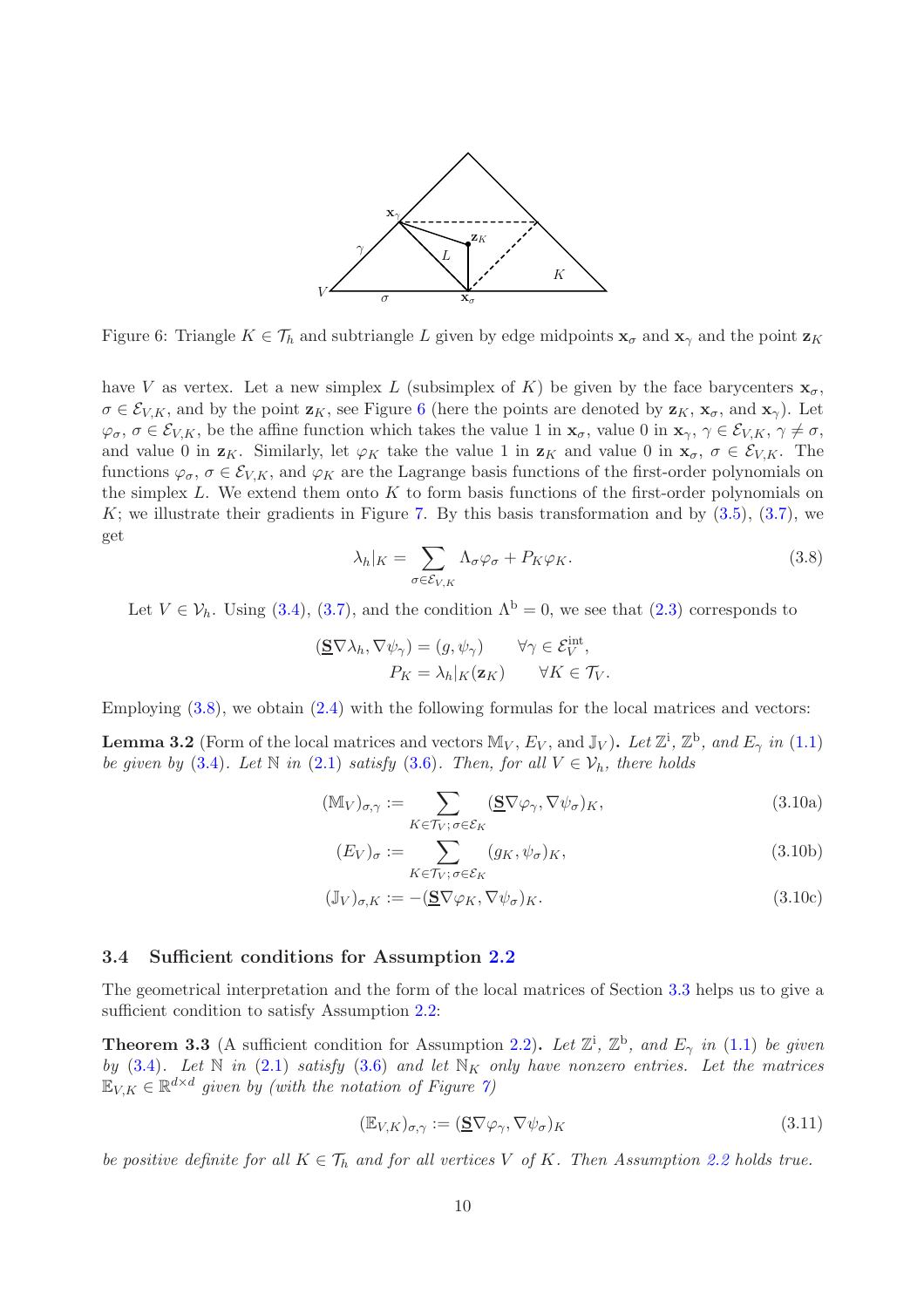Figure 6: Triangle $K \in \mathcal{T}_h$ and subtriangle $L$ given by edge midpoints $\mathbf{x}_\sigma$ and $\mathbf{x}_\gamma$ and the point $\mathbf{z}_K$

have $V$ as vertex. Let a new simplex $L$ (subsimplex of $K$) be given by the face barycenters $\mathbf{x}_\sigma$, $\sigma \in \mathcal{E}_{V,K}$, and by the point $\mathbf{z}_K$, see Figure 6 (here the points are denoted by $\mathbf{z}_K$, $\mathbf{x}_\sigma$, and $\mathbf{x}_\gamma$). Let $\varphi_\sigma$, $\sigma \in \mathcal{E}_{V,K}$, be the affine function which takes the value 1 in $\mathbf{x}_\sigma$, value 0 in $\mathbf{x}_\gamma$, $\gamma \in \mathcal{E}_{V,K}$, $\gamma \neq \sigma$, and value 0 in $\mathbf{z}_K$. Similarly, let $\varphi_K$ take the value 1 in $\mathbf{z}_K$ and value 0 in $\mathbf{x}_\sigma$, $\sigma \in \mathcal{E}_{V,K}$. The functions $\varphi_\sigma$, $\sigma \in \mathcal{E}_{V,K}$, and $\varphi_K$ are the Lagrange basis functions of the first-order polynomials on the simplex $L$. We extend them onto $K$ to form basis functions of the first-order polynomials on $K$; we illustrate their gradients in Figure 7. By this basis transformation and by (3.5), (3.7), we get

$$\lambda_h|_K = \sum_{\sigma \in \mathcal{E}_{V,K}} \Lambda_\sigma \varphi_\sigma + P_K \varphi_K. \tag{3.8}$$

Let $V \in \mathcal{V}_h$. Using (3.4), (3.7), and the condition $\Lambda^{\mathrm{b}} = 0$, we see that (2.3) corresponds to

$$\begin{aligned}
(\underline{\mathbf{S}} \nabla \lambda_h, \nabla \psi_\gamma) &= (g, \psi_\gamma) \qquad \forall \gamma \in \mathcal{E}_V^{\mathrm{int}}, \\
P_K &= \lambda_h|_K(\mathbf{z}_K) \qquad \forall K \in \mathcal{T}_V.
\end{aligned}$$

Employing (3.8), we obtain (2.4) with the following formulas for the local matrices and vectors:

**Lemma 3.2** (Form of the local matrices and vectors $\mathbb{M}_V$, $E_V$, and $\mathbb{J}_V$)**.** *Let $\mathbb{Z}^{\mathrm{i}}$, $\mathbb{Z}^{\mathrm{b}}$, and $E_\gamma$ in (1.1) be given by (3.4). Let $\mathbb{N}$ in (2.1) satisfy (3.6). Then, for all $V \in \mathcal{V}_h$, there holds*

$$(\mathbb{M}_V)_{\sigma,\gamma} := \sum_{K \in \mathcal{T}_V;\, \sigma \in \mathcal{E}_K} (\underline{\mathbf{S}} \nabla \varphi_\gamma, \nabla \psi_\sigma)_K, \tag{3.10a}$$

$$(E_V)_\sigma := \sum_{K \in \mathcal{T}_V;\, \sigma \in \mathcal{E}_K} (g_K, \psi_\sigma)_K, \tag{3.10b}$$

$$(\mathbb{J}_V)_{\sigma,K} := -(\underline{\mathbf{S}} \nabla \varphi_K, \nabla \psi_\sigma)_K. \tag{3.10c}$$

### 3.4 Sufficient conditions for Assumption 2.2

The geometrical interpretation and the form of the local matrices of Section 3.3 helps us to give a sufficient condition to satisfy Assumption 2.2:

**Theorem 3.3** (A sufficient condition for Assumption 2.2)**.** *Let $\mathbb{Z}^{\mathrm{i}}$, $\mathbb{Z}^{\mathrm{b}}$, and $E_\gamma$ in (1.1) be given by (3.4). Let $\mathbb{N}$ in (2.1) satisfy (3.6) and let $\mathbb{N}_K$ only have nonzero entries. Let the matrices $\mathbb{E}_{V,K} \in \mathbb{R}^{d \times d}$ given by (with the notation of Figure 7)*

$$(\mathbb{E}_{V,K})_{\sigma,\gamma} := (\underline{\mathbf{S}} \nabla \varphi_\gamma, \nabla \psi_\sigma)_K \tag{3.11}$$

*be positive definite for all $K \in \mathcal{T}_h$ and for all vertices $V$ of $K$. Then Assumption 2.2 holds true.*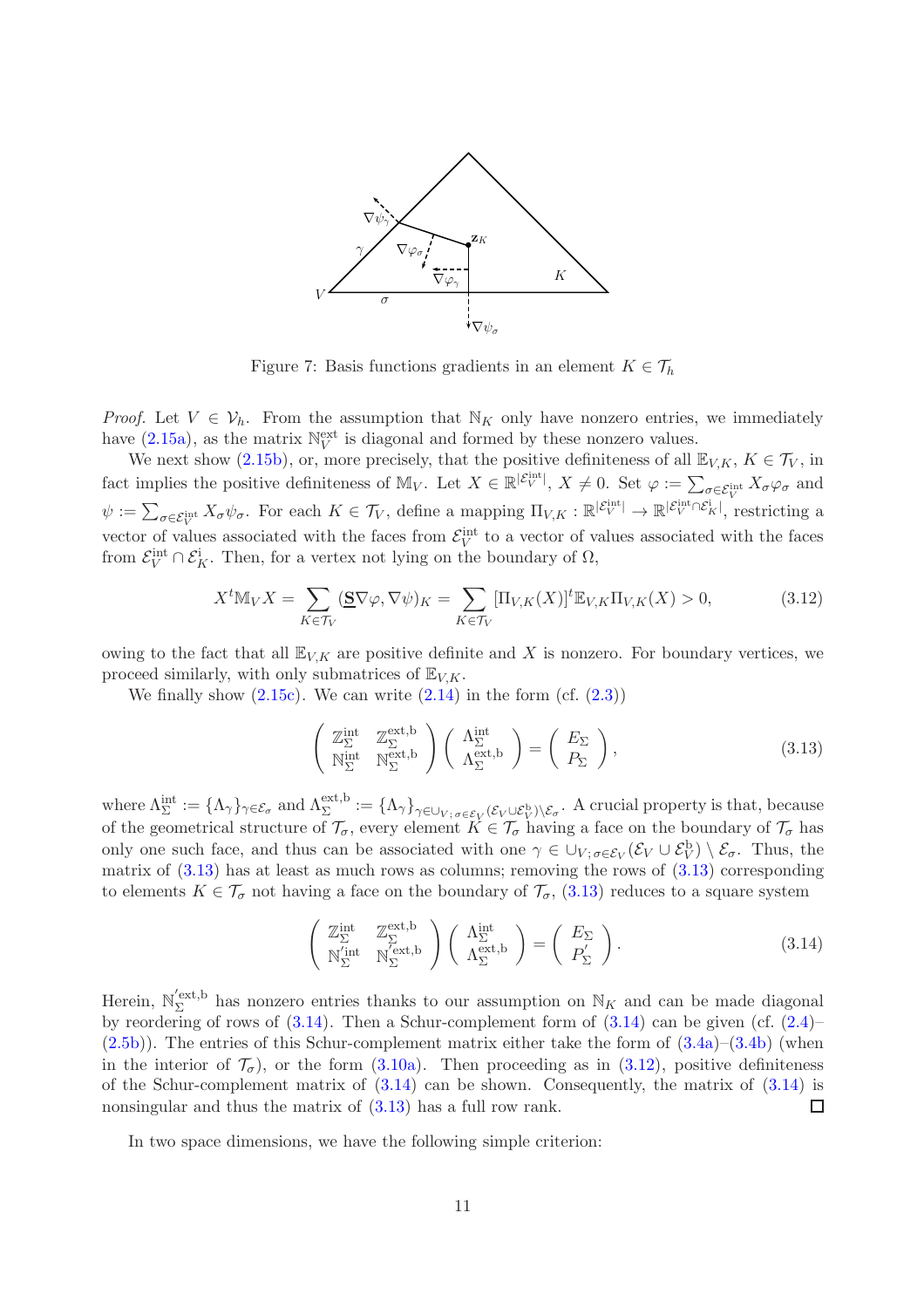Figure 7: Basis functions gradients in an element $K \in \mathcal{T}_h$

*Proof.* Let $V \in \mathcal{V}_h$. From the assumption that $\mathbb{N}_K$ only have nonzero entries, we immediately have (2.15a), as the matrix $\mathbb{N}_V^{\text{ext}}$ is diagonal and formed by these nonzero values.

We next show (2.15b), or, more precisely, that the positive definiteness of all $\mathbb{E}_{V,K}$, $K \in \mathcal{T}_V$, in fact implies the positive definiteness of $\mathbb{M}_V$. Let $X \in \mathbb{R}^{|\mathcal{E}_V^{\text{int}}|}$, $X \neq 0$. Set $\varphi := \sum_{\sigma \in \mathcal{E}_V^{\text{int}}} X_\sigma \varphi_\sigma$ and $\psi := \sum_{\sigma \in \mathcal{E}_V^{\text{int}}} X_\sigma \psi_\sigma$. For each $K \in \mathcal{T}_V$, define a mapping $\Pi_{V,K} : \mathbb{R}^{|\mathcal{E}_V^{\text{int}}|} \to \mathbb{R}^{|\mathcal{E}_V^{\text{int}} \cap \mathcal{E}_K^{\text{i}}|}$, restricting a vector of values associated with the faces from $\mathcal{E}_V^{\text{int}}$ to a vector of values associated with the faces from $\mathcal{E}_V^{\text{int}} \cap \mathcal{E}_K^{\text{i}}$. Then, for a vertex not lying on the boundary of $\Omega$,

$$X^t \mathbb{M}_V X = \sum_{K \in \mathcal{T}_V} (\underline{\mathbf{S}} \nabla \varphi, \nabla \psi)_K = \sum_{K \in \mathcal{T}_V} [\Pi_{V,K}(X)]^t \mathbb{E}_{V,K} \Pi_{V,K}(X) > 0, \tag{3.12}$$

owing to the fact that all $\mathbb{E}_{V,K}$ are positive definite and $X$ is nonzero. For boundary vertices, we proceed similarly, with only submatrices of $\mathbb{E}_{V,K}$.

We finally show (2.15c). We can write (2.14) in the form (cf. (2.3))

$$\begin{pmatrix} \mathbb{Z}_\Sigma^{\text{int}} & \mathbb{Z}_\Sigma^{\text{ext,b}} \\ \mathbb{N}_\Sigma^{\text{int}} & \mathbb{N}_\Sigma^{\text{ext,b}} \end{pmatrix} \begin{pmatrix} \Lambda_\Sigma^{\text{int}} \\ \Lambda_\Sigma^{\text{ext,b}} \end{pmatrix} = \begin{pmatrix} E_\Sigma \\ P_\Sigma \end{pmatrix}, \tag{3.13}$$

where $\Lambda_\Sigma^{\text{int}} := \{\Lambda_\gamma\}_{\gamma \in \mathcal{E}_\sigma}$ and $\Lambda_\Sigma^{\text{ext,b}} := \{\Lambda_\gamma\}_{\gamma \in \cup_{V;\, \sigma \in \mathcal{E}_V} (\mathcal{E}_V \cup \mathcal{E}_V^{\text{b}}) \setminus \mathcal{E}_\sigma}$. A crucial property is that, because of the geometrical structure of $\mathcal{T}_\sigma$, every element $K \in \mathcal{T}_\sigma$ having a face on the boundary of $\mathcal{T}_\sigma$ has only one such face, and thus can be associated with one $\gamma \in \cup_{V;\, \sigma \in \mathcal{E}_V} (\mathcal{E}_V \cup \mathcal{E}_V^{\text{b}}) \setminus \mathcal{E}_\sigma$. Thus, the matrix of (3.13) has at least as much rows as columns; removing the rows of (3.13) corresponding to elements $K \in \mathcal{T}_\sigma$ not having a face on the boundary of $\mathcal{T}_\sigma$, (3.13) reduces to a square system

$$\begin{pmatrix} \mathbb{Z}_\Sigma^{\text{int}} & \mathbb{Z}_\Sigma^{\text{ext,b}} \\ \mathbb{N}_\Sigma^{\prime\text{int}} & \mathbb{N}_\Sigma^{\prime\text{ext,b}} \end{pmatrix} \begin{pmatrix} \Lambda_\Sigma^{\text{int}} \\ \Lambda_\Sigma^{\text{ext,b}} \end{pmatrix} = \begin{pmatrix} E_\Sigma \\ P_\Sigma^\prime \end{pmatrix}. \tag{3.14}$$

Herein, $\mathbb{N}_\Sigma^{\prime\text{ext,b}}$ has nonzero entries thanks to our assumption on $\mathbb{N}_K$ and can be made diagonal by reordering of rows of (3.14). Then a Schur-complement form of (3.14) can be given (cf. (2.4)–(2.5b)). The entries of this Schur-complement matrix either take the form of (3.4a)–(3.4b) (when in the interior of $\mathcal{T}_\sigma$), or the form (3.10a). Then proceeding as in (3.12), positive definiteness of the Schur-complement matrix of (3.14) can be shown. Consequently, the matrix of (3.14) is nonsingular and thus the matrix of (3.13) has a full row rank. $\square$

In two space dimensions, we have the following simple criterion: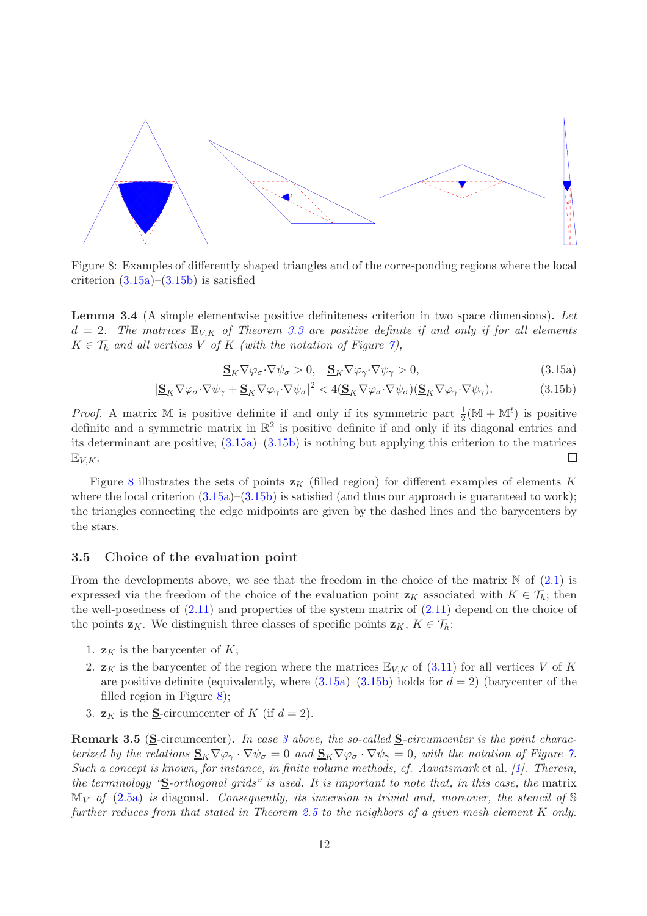Figure 8: Examples of differently shaped triangles and of the corresponding regions where the local criterion (3.15a)–(3.15b) is satisfied

**Lemma 3.4** (A simple elementwise positive definiteness criterion in two space dimensions)**.** *Let $d = 2$. The matrices $\mathbb{E}_{V,K}$ of Theorem 3.3 are positive definite if and only if for all elements $K \in \mathcal{T}_h$ and all vertices $V$ of $K$ (with the notation of Figure 7),*

$$\underline{\mathbf{S}}_K \nabla\varphi_\sigma \cdot \nabla\psi_\sigma > 0, \quad \underline{\mathbf{S}}_K \nabla\varphi_\gamma \cdot \nabla\psi_\gamma > 0, \tag{3.15a}$$

$$|\underline{\mathbf{S}}_K \nabla\varphi_\sigma \cdot \nabla\psi_\gamma + \underline{\mathbf{S}}_K \nabla\varphi_\gamma \cdot \nabla\psi_\sigma|^2 < 4(\underline{\mathbf{S}}_K \nabla\varphi_\sigma \cdot \nabla\psi_\sigma)(\underline{\mathbf{S}}_K \nabla\varphi_\gamma \cdot \nabla\psi_\gamma). \tag{3.15b}$$

*Proof.* A matrix $\mathbb{M}$ is positive definite if and only if its symmetric part $\frac{1}{2}(\mathbb{M} + \mathbb{M}^t)$ is positive definite and a symmetric matrix in $\mathbb{R}^2$ is positive definite if and only if its diagonal entries and its determinant are positive; (3.15a)–(3.15b) is nothing but applying this criterion to the matrices $\mathbb{E}_{V,K}$. □

Figure 8 illustrates the sets of points $\mathbf{z}_K$ (filled region) for different examples of elements $K$ where the local criterion (3.15a)–(3.15b) is satisfied (and thus our approach is guaranteed to work); the triangles connecting the edge midpoints are given by the dashed lines and the barycenters by the stars.

### 3.5 Choice of the evaluation point

From the developments above, we see that the freedom in the choice of the matrix $\mathbb{N}$ of (2.1) is expressed via the freedom of the choice of the evaluation point $\mathbf{z}_K$ associated with $K \in \mathcal{T}_h$; then the well-posedness of (2.11) and properties of the system matrix of (2.11) depend on the choice of the points $\mathbf{z}_K$. We distinguish three classes of specific points $\mathbf{z}_K$, $K \in \mathcal{T}_h$:

1. $\mathbf{z}_K$ is the barycenter of $K$;
2. $\mathbf{z}_K$ is the barycenter of the region where the matrices $\mathbb{E}_{V,K}$ of (3.11) for all vertices $V$ of $K$ are positive definite (equivalently, where (3.15a)–(3.15b) holds for $d = 2$) (barycenter of the filled region in Figure 8);
3. $\mathbf{z}_K$ is the $\underline{\mathbf{S}}$-circumcenter of $K$ (if $d = 2$).

**Remark 3.5** ($\underline{\mathbf{S}}$-circumcenter)**.** *In case 3 above, the so-called $\underline{\mathbf{S}}$-circumcenter is the point characterized by the relations $\underline{\mathbf{S}}_K \nabla\varphi_\gamma \cdot \nabla\psi_\sigma = 0$ and $\underline{\mathbf{S}}_K \nabla\varphi_\sigma \cdot \nabla\psi_\gamma = 0$, with the notation of Figure 7. Such a concept is known, for instance, in finite volume methods, cf. Aavatsmark* et al. *[1]. Therein, the terminology "$\underline{\mathbf{S}}$-orthogonal grids" is used. It is important to note that, in this case, the* matrix *$\mathbb{M}_V$ of (2.5a) is diagonal. Consequently, its inversion is trivial and, moreover, the stencil of $\mathbb{S}$ further reduces from that stated in Theorem 2.5 to the neighbors of a given mesh element $K$ only.*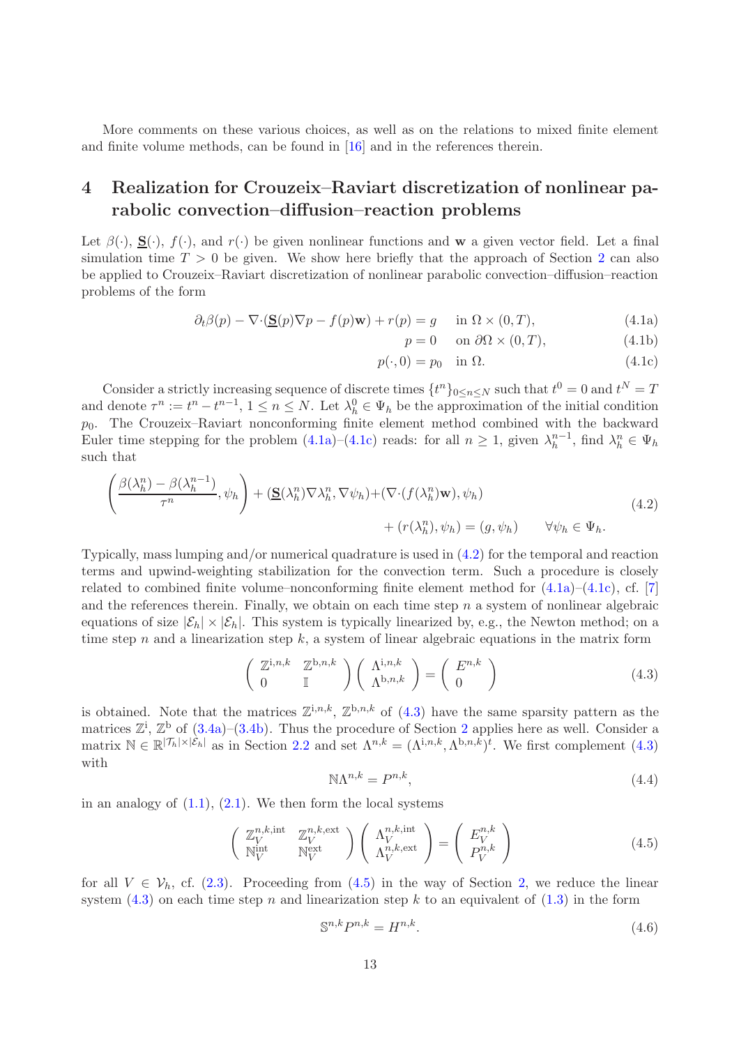More comments on these various choices, as well as on the relations to mixed finite element and finite volume methods, can be found in [16] and in the references therein.

# 4 Realization for Crouzeix–Raviart discretization of nonlinear parabolic convection–diffusion–reaction problems

Let $\beta(\cdot)$, $\underline{\mathbf{S}}(\cdot)$, $f(\cdot)$, and $r(\cdot)$ be given nonlinear functions and $\mathbf{w}$ a given vector field. Let a final simulation time $T > 0$ be given. We show here briefly that the approach of Section 2 can also be applied to Crouzeix–Raviart discretization of nonlinear parabolic convection–diffusion–reaction problems of the form

$$\partial_t \beta(p) - \nabla\cdot(\underline{\mathbf{S}}(p)\nabla p - f(p)\mathbf{w}) + r(p) = g \quad \text{in } \Omega \times (0,T), \tag{4.1a}$$

$$p = 0 \quad \text{on } \partial\Omega \times (0,T), \tag{4.1b}$$

$$p(\cdot, 0) = p_0 \quad \text{in } \Omega. \tag{4.1c}$$

Consider a strictly increasing sequence of discrete times $\{t^n\}_{0\le n\le N}$ such that $t^0 = 0$ and $t^N = T$ and denote $\tau^n := t^n - t^{n-1}$, $1 \le n \le N$. Let $\lambda_h^0 \in \Psi_h$ be the approximation of the initial condition $p_0$. The Crouzeix–Raviart nonconforming finite element method combined with the backward Euler time stepping for the problem (4.1a)–(4.1c) reads: for all $n \ge 1$, given $\lambda_h^{n-1}$, find $\lambda_h^n \in \Psi_h$ such that

$$\begin{aligned}\left(\frac{\beta(\lambda_h^n) - \beta(\lambda_h^{n-1})}{\tau^n}, \psi_h\right) + (\underline{\mathbf{S}}(\lambda_h^n)\nabla\lambda_h^n, \nabla\psi_h) + (\nabla\cdot(f(\lambda_h^n)\mathbf{w}), \psi_h)& \\ + (r(\lambda_h^n), \psi_h) = (g, \psi_h) \qquad \forall \psi_h \in \Psi_h&.\end{aligned} \tag{4.2}$$

Typically, mass lumping and/or numerical quadrature is used in (4.2) for the temporal and reaction terms and upwind-weighting stabilization for the convection term. Such a procedure is closely related to combined finite volume–nonconforming finite element method for (4.1a)–(4.1c), cf. [7] and the references therein. Finally, we obtain on each time step $n$ a system of nonlinear algebraic equations of size $|\mathcal{E}_h| \times |\mathcal{E}_h|$. This system is typically linearized by, e.g., the Newton method; on a time step $n$ and a linearization step $k$, a system of linear algebraic equations in the matrix form

$$\begin{pmatrix} \mathbb{Z}^{\mathrm{i},n,k} & \mathbb{Z}^{\mathrm{b},n,k} \\ 0 & \mathbb{I} \end{pmatrix} \begin{pmatrix} \Lambda^{\mathrm{i},n,k} \\ \Lambda^{\mathrm{b},n,k} \end{pmatrix} = \begin{pmatrix} E^{n,k} \\ 0 \end{pmatrix} \tag{4.3}$$

is obtained. Note that the matrices $\mathbb{Z}^{\mathrm{i},n,k}$, $\mathbb{Z}^{\mathrm{b},n,k}$ of (4.3) have the same sparsity pattern as the matrices $\mathbb{Z}^{\mathrm{i}}$, $\mathbb{Z}^{\mathrm{b}}$ of (3.4a)–(3.4b). Thus the procedure of Section 2 applies here as well. Consider a matrix $\mathbb{N} \in \mathbb{R}^{|\mathcal{T}_h|\times|\mathcal{E}_h|}$ as in Section 2.2 and set $\Lambda^{n,k} = (\Lambda^{\mathrm{i},n,k}, \Lambda^{\mathrm{b},n,k})^t$. We first complement (4.3) with

$$\mathbb{N}\Lambda^{n,k} = P^{n,k}, \tag{4.4}$$

in an analogy of (1.1), (2.1). We then form the local systems

$$\begin{pmatrix} \mathbb{Z}_V^{n,k,\mathrm{int}} & \mathbb{Z}_V^{n,k,\mathrm{ext}} \\ \mathbb{N}_V^{\mathrm{int}} & \mathbb{N}_V^{\mathrm{ext}} \end{pmatrix} \begin{pmatrix} \Lambda_V^{n,k,\mathrm{int}} \\ \Lambda_V^{n,k,\mathrm{ext}} \end{pmatrix} = \begin{pmatrix} E_V^{n,k} \\ P_V^{n,k} \end{pmatrix} \tag{4.5}$$

for all $V \in \mathcal{V}_h$, cf. (2.3). Proceeding from (4.5) in the way of Section 2, we reduce the linear system (4.3) on each time step $n$ and linearization step $k$ to an equivalent of (1.3) in the form

$$\mathbb{S}^{n,k}P^{n,k} = H^{n,k}. \tag{4.6}$$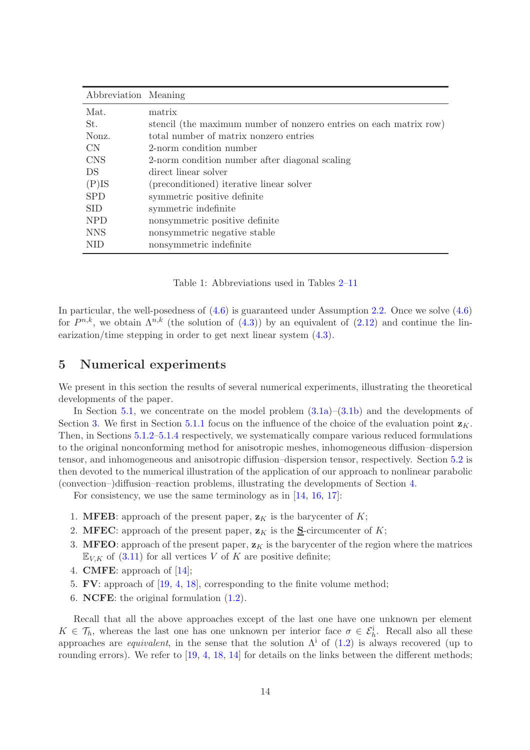| Abbreviation | Meaning |
|---|---|
| Mat. | matrix |
| St. | stencil (the maximum number of nonzero entries on each matrix row) |
| Nonz. | total number of matrix nonzero entries |
| CN | 2-norm condition number |
| CNS | 2-norm condition number after diagonal scaling |
| DS | direct linear solver |
| (P)IS | (preconditioned) iterative linear solver |
| SPD | symmetric positive definite |
| SID | symmetric indefinite |
| NPD | nonsymmetric positive definite |
| NNS | nonsymmetric negative stable |
| NID | nonsymmetric indefinite |

Table 1: Abbreviations used in Tables 2–11

In particular, the well-posedness of (4.6) is guaranteed under Assumption 2.2. Once we solve (4.6) for $P^{n,k}$, we obtain $\Lambda^{n,k}$ (the solution of (4.3)) by an equivalent of (2.12) and continue the linearization/time stepping in order to get next linear system (4.3).

# 5 Numerical experiments

We present in this section the results of several numerical experiments, illustrating the theoretical developments of the paper.

In Section 5.1, we concentrate on the model problem (3.1a)–(3.1b) and the developments of Section 3. We first in Section 5.1.1 focus on the influence of the choice of the evaluation point $\mathbf{z}_K$. Then, in Sections 5.1.2–5.1.4 respectively, we systematically compare various reduced formulations to the original nonconforming method for anisotropic meshes, inhomogeneous diffusion–dispersion tensor, and inhomogeneous and anisotropic diffusion–dispersion tensor, respectively. Section 5.2 is then devoted to the numerical illustration of the application of our approach to nonlinear parabolic (convection–)diffusion–reaction problems, illustrating the developments of Section 4.

For consistency, we use the same terminology as in [14, 16, 17]:

1. **MFEB**: approach of the present paper, $\mathbf{z}_K$ is the barycenter of $K$;
2. **MFEC**: approach of the present paper, $\mathbf{z}_K$ is the $\underline{\mathbf{S}}$-circumcenter of $K$;
3. **MFEO**: approach of the present paper, $\mathbf{z}_K$ is the barycenter of the region where the matrices $\mathbb{E}_{V,K}$ of (3.11) for all vertices $V$ of $K$ are positive definite;
4. **CMFE**: approach of [14];
5. **FV**: approach of [19, 4, 18], corresponding to the finite volume method;
6. **NCFE**: the original formulation (1.2).

Recall that all the above approaches except of the last one have one unknown per element $K \in \mathcal{T}_h$, whereas the last one has one unknown per interior face $\sigma \in \mathcal{E}_h^{\mathrm{i}}$. Recall also all these approaches are *equivalent*, in the sense that the solution $\Lambda^{\mathrm{i}}$ of (1.2) is always recovered (up to rounding errors). We refer to [19, 4, 18, 14] for details on the links between the different methods;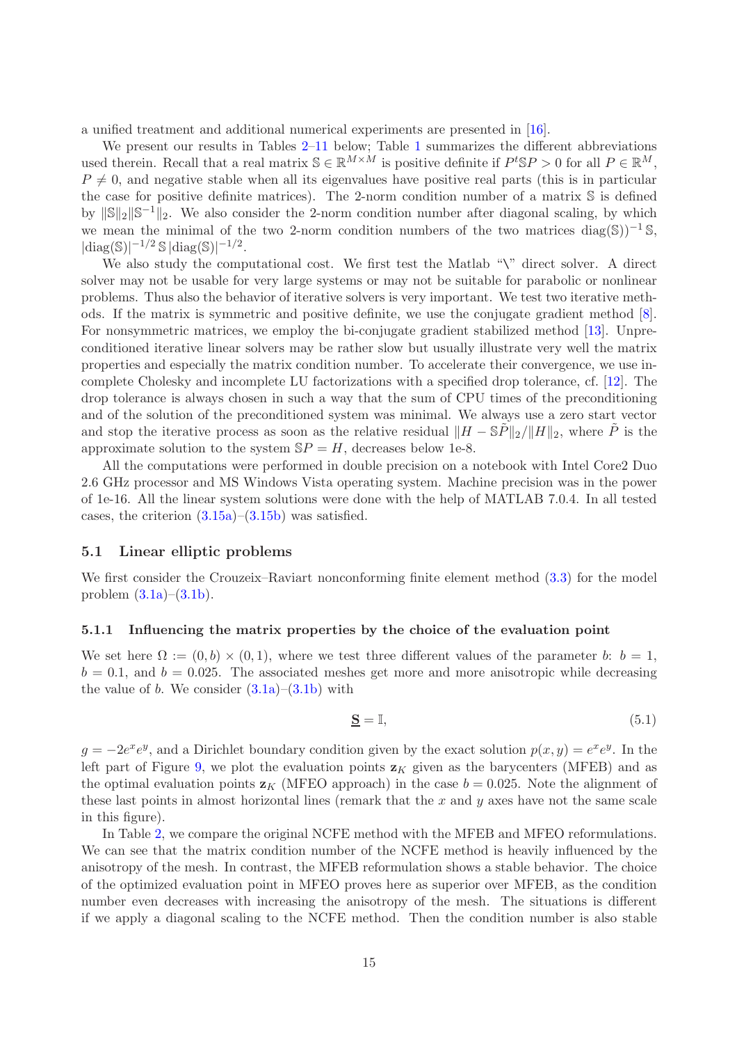a unified treatment and additional numerical experiments are presented in [16].

We present our results in Tables 2–11 below; Table 1 summarizes the different abbreviations used therein. Recall that a real matrix $\mathbb{S} \in \mathbb{R}^{M\times M}$ is positive definite if $P^t \mathbb{S} P > 0$ for all $P \in \mathbb{R}^M$, $P \neq 0$, and negative stable when all its eigenvalues have positive real parts (this is in particular the case for positive definite matrices). The 2-norm condition number of a matrix $\mathbb{S}$ is defined by $\|\mathbb{S}\|_2 \|\mathbb{S}^{-1}\|_2$. We also consider the 2-norm condition number after diagonal scaling, by which we mean the minimal of the two 2-norm condition numbers of the two matrices $\mathrm{diag}(\mathbb{S}))^{-1}\,\mathbb{S}$, $|\mathrm{diag}(\mathbb{S})|^{-1/2}\,\mathbb{S}\,|\mathrm{diag}(\mathbb{S})|^{-1/2}$.

We also study the computational cost. We first test the Matlab "\" direct solver. A direct solver may not be usable for very large systems or may not be suitable for parabolic or nonlinear problems. Thus also the behavior of iterative solvers is very important. We test two iterative methods. If the matrix is symmetric and positive definite, we use the conjugate gradient method [8]. For nonsymmetric matrices, we employ the bi-conjugate gradient stabilized method [13]. Unpreconditioned iterative linear solvers may be rather slow but usually illustrate very well the matrix properties and especially the matrix condition number. To accelerate their convergence, we use incomplete Cholesky and incomplete LU factorizations with a specified drop tolerance, cf. [12]. The drop tolerance is always chosen in such a way that the sum of CPU times of the preconditioning and of the solution of the preconditioned system was minimal. We always use a zero start vector and stop the iterative process as soon as the relative residual $\|H - \mathbb{S}\tilde{P}\|_2/\|H\|_2$, where $\tilde{P}$ is the approximate solution to the system $\mathbb{S}P = H$, decreases below 1e-8.

All the computations were performed in double precision on a notebook with Intel Core2 Duo 2.6 GHz processor and MS Windows Vista operating system. Machine precision was in the power of 1e-16. All the linear system solutions were done with the help of MATLAB 7.0.4. In all tested cases, the criterion (3.15a)–(3.15b) was satisfied.

## 5.1 Linear elliptic problems

We first consider the Crouzeix–Raviart nonconforming finite element method (3.3) for the model problem (3.1a)–(3.1b).

### 5.1.1 Influencing the matrix properties by the choice of the evaluation point

We set here $\Omega := (0, b) \times (0, 1)$, where we test three different values of the parameter $b$: $b = 1$, $b = 0.1$, and $b = 0.025$. The associated meshes get more and more anisotropic while decreasing the value of $b$. We consider (3.1a)–(3.1b) with

$$\underline{\mathbf{S}} = \mathbb{I}, \tag{5.1}$$

$g = -2e^x e^y$, and a Dirichlet boundary condition given by the exact solution $p(x, y) = e^x e^y$. In the left part of Figure 9, we plot the evaluation points $\mathbf{z}_K$ given as the barycenters (MFEB) and as the optimal evaluation points $\mathbf{z}_K$ (MFEO approach) in the case $b = 0.025$. Note the alignment of these last points in almost horizontal lines (remark that the $x$ and $y$ axes have not the same scale in this figure).

In Table 2, we compare the original NCFE method with the MFEB and MFEO reformulations. We can see that the matrix condition number of the NCFE method is heavily influenced by the anisotropy of the mesh. In contrast, the MFEB reformulation shows a stable behavior. The choice of the optimized evaluation point in MFEO proves here as superior over MFEB, as the condition number even decreases with increasing the anisotropy of the mesh. The situations is different if we apply a diagonal scaling to the NCFE method. Then the condition number is also stable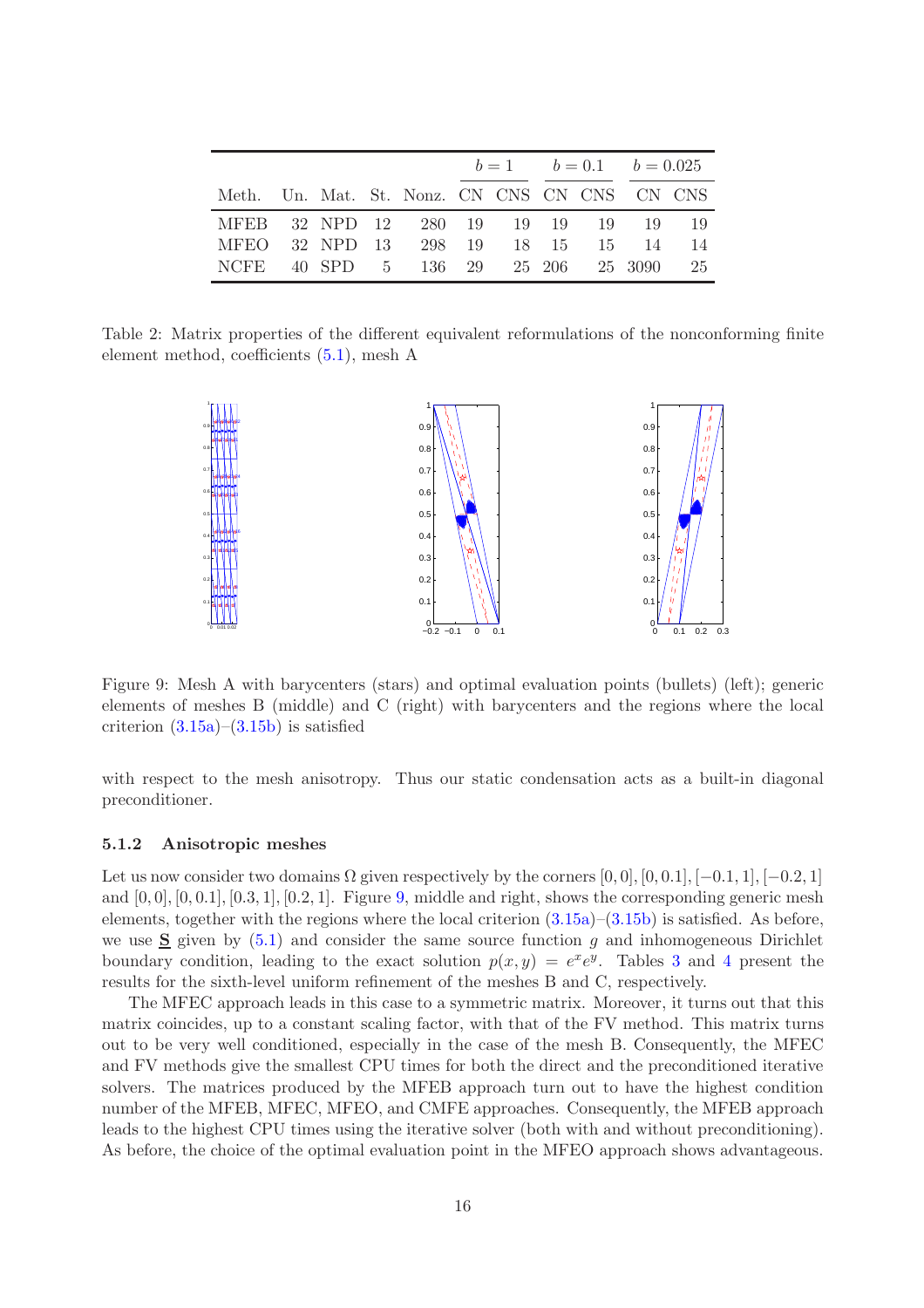| Meth. | Un. | Mat. | St. | Nonz. | $b=1$ | | $b=0.1$ | | $b=0.025$ | |
|---|---|---|---|---|---|---|---|---|---|---|
| | | | | | CN | CNS | CN | CNS | CN | CNS |
| MFEB | 32 | NPD | 12 | 280 | 19 | 19 | 19 | 19 | 19 | 19 |
| MFEO | 32 | NPD | 13 | 298 | 19 | 18 | 15 | 15 | 14 | 14 |
| NCFE | 40 | SPD | 5 | 136 | 29 | 25 | 206 | 25 | 3090 | 25 |

Table 2: Matrix properties of the different equivalent reformulations of the nonconforming finite element method, coefficients (5.1), mesh A

Figure 9: Mesh A with barycenters (stars) and optimal evaluation points (bullets) (left); generic elements of meshes B (middle) and C (right) with barycenters and the regions where the local criterion (3.15a)–(3.15b) is satisfied

with respect to the mesh anisotropy. Thus our static condensation acts as a built-in diagonal preconditioner.

### 5.1.2 Anisotropic meshes

Let us now consider two domains $\Omega$ given respectively by the corners $[0,0]$, $[0,0.1]$, $[-0.1,1]$, $[-0.2,1]$ and $[0,0]$, $[0,0.1]$, $[0.3,1]$, $[0.2,1]$. Figure 9, middle and right, shows the corresponding generic mesh elements, together with the regions where the local criterion (3.15a)–(3.15b) is satisfied. As before, we use $\underline{\mathbf{S}}$ given by (5.1) and consider the same source function $g$ and inhomogeneous Dirichlet boundary condition, leading to the exact solution $p(x,y) = e^x e^y$. Tables 3 and 4 present the results for the sixth-level uniform refinement of the meshes B and C, respectively.

The MFEC approach leads in this case to a symmetric matrix. Moreover, it turns out that this matrix coincides, up to a constant scaling factor, with that of the FV method. This matrix turns out to be very well conditioned, especially in the case of the mesh B. Consequently, the MFEC and FV methods give the smallest CPU times for both the direct and the preconditioned iterative solvers. The matrices produced by the MFEB approach turn out to have the highest condition number of the MFEB, MFEC, MFEO, and CMFE approaches. Consequently, the MFEB approach leads to the highest CPU times using the iterative solver (both with and without preconditioning). As before, the choice of the optimal evaluation point in the MFEO approach shows advantageous.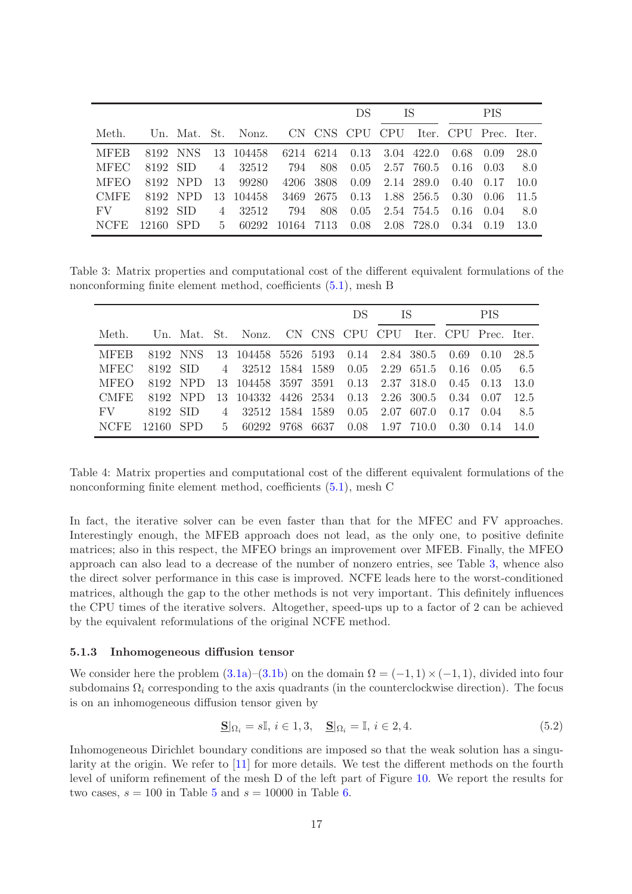| | | | | | | | DS | IS | | PIS | | |
|---|---|---|---|---|---|---|---|---|---|---|---|---|
| Meth. | Un. | Mat. | St. | Nonz. | CN | CNS | CPU | CPU | Iter. | CPU | Prec. | Iter. |
| MFEB | 8192 | NNS | 13 | 104458 | 6214 | 6214 | 0.13 | 3.04 | 422.0 | 0.68 | 0.09 | 28.0 |
| MFEC | 8192 | SID | 4 | 32512 | 794 | 808 | 0.05 | 2.57 | 760.5 | 0.16 | 0.03 | 8.0 |
| MFEO | 8192 | NPD | 13 | 99280 | 4206 | 3808 | 0.09 | 2.14 | 289.0 | 0.40 | 0.17 | 10.0 |
| CMFE | 8192 | NPD | 13 | 104458 | 3469 | 2675 | 0.13 | 1.88 | 256.5 | 0.30 | 0.06 | 11.5 |
| FV | 8192 | SID | 4 | 32512 | 794 | 808 | 0.05 | 2.54 | 754.5 | 0.16 | 0.04 | 8.0 |
| NCFE | 12160 | SPD | 5 | 60292 | 10164 | 7113 | 0.08 | 2.08 | 728.0 | 0.34 | 0.19 | 13.0 |

Table 3: Matrix properties and computational cost of the different equivalent formulations of the nonconforming finite element method, coefficients (5.1), mesh B

| | | | | | | | DS | IS | | PIS | | |
|---|---|---|---|---|---|---|---|---|---|---|---|---|
| Meth. | Un. | Mat. | St. | Nonz. | CN | CNS | CPU | CPU | Iter. | CPU | Prec. | Iter. |
| MFEB | 8192 | NNS | 13 | 104458 | 5526 | 5193 | 0.14 | 2.84 | 380.5 | 0.69 | 0.10 | 28.5 |
| MFEC | 8192 | SID | 4 | 32512 | 1584 | 1589 | 0.05 | 2.29 | 651.5 | 0.16 | 0.05 | 6.5 |
| MFEO | 8192 | NPD | 13 | 104458 | 3597 | 3591 | 0.13 | 2.37 | 318.0 | 0.45 | 0.13 | 13.0 |
| CMFE | 8192 | NPD | 13 | 104332 | 4426 | 2534 | 0.13 | 2.26 | 300.5 | 0.34 | 0.07 | 12.5 |
| FV | 8192 | SID | 4 | 32512 | 1584 | 1589 | 0.05 | 2.07 | 607.0 | 0.17 | 0.04 | 8.5 |
| NCFE | 12160 | SPD | 5 | 60292 | 9768 | 6637 | 0.08 | 1.97 | 710.0 | 0.30 | 0.14 | 14.0 |

Table 4: Matrix properties and computational cost of the different equivalent formulations of the nonconforming finite element method, coefficients (5.1), mesh C

In fact, the iterative solver can be even faster than that for the MFEC and FV approaches. Interestingly enough, the MFEB approach does not lead, as the only one, to positive definite matrices; also in this respect, the MFEO brings an improvement over MFEB. Finally, the MFEO approach can also lead to a decrease of the number of nonzero entries, see Table 3, whence also the direct solver performance in this case is improved. NCFE leads here to the worst-conditioned matrices, although the gap to the other methods is not very important. This definitely influences the CPU times of the iterative solvers. Altogether, speed-ups up to a factor of 2 can be achieved by the equivalent reformulations of the original NCFE method.

### 5.1.3 Inhomogeneous diffusion tensor

We consider here the problem (3.1a)–(3.1b) on the domain $\Omega = (-1,1) \times (-1,1)$, divided into four subdomains $\Omega_i$ corresponding to the axis quadrants (in the counterclockwise direction). The focus is on an inhomogeneous diffusion tensor given by

$$\underline{\mathbf{S}}|_{\Omega_i} = s\mathbb{I},\ i \in 1,3, \quad \underline{\mathbf{S}}|_{\Omega_i} = \mathbb{I},\ i \in 2,4. \tag{5.2}$$

Inhomogeneous Dirichlet boundary conditions are imposed so that the weak solution has a singularity at the origin. We refer to [11] for more details. We test the different methods on the fourth level of uniform refinement of the mesh D of the left part of Figure 10. We report the results for two cases, $s = 100$ in Table 5 and $s = 10000$ in Table 6.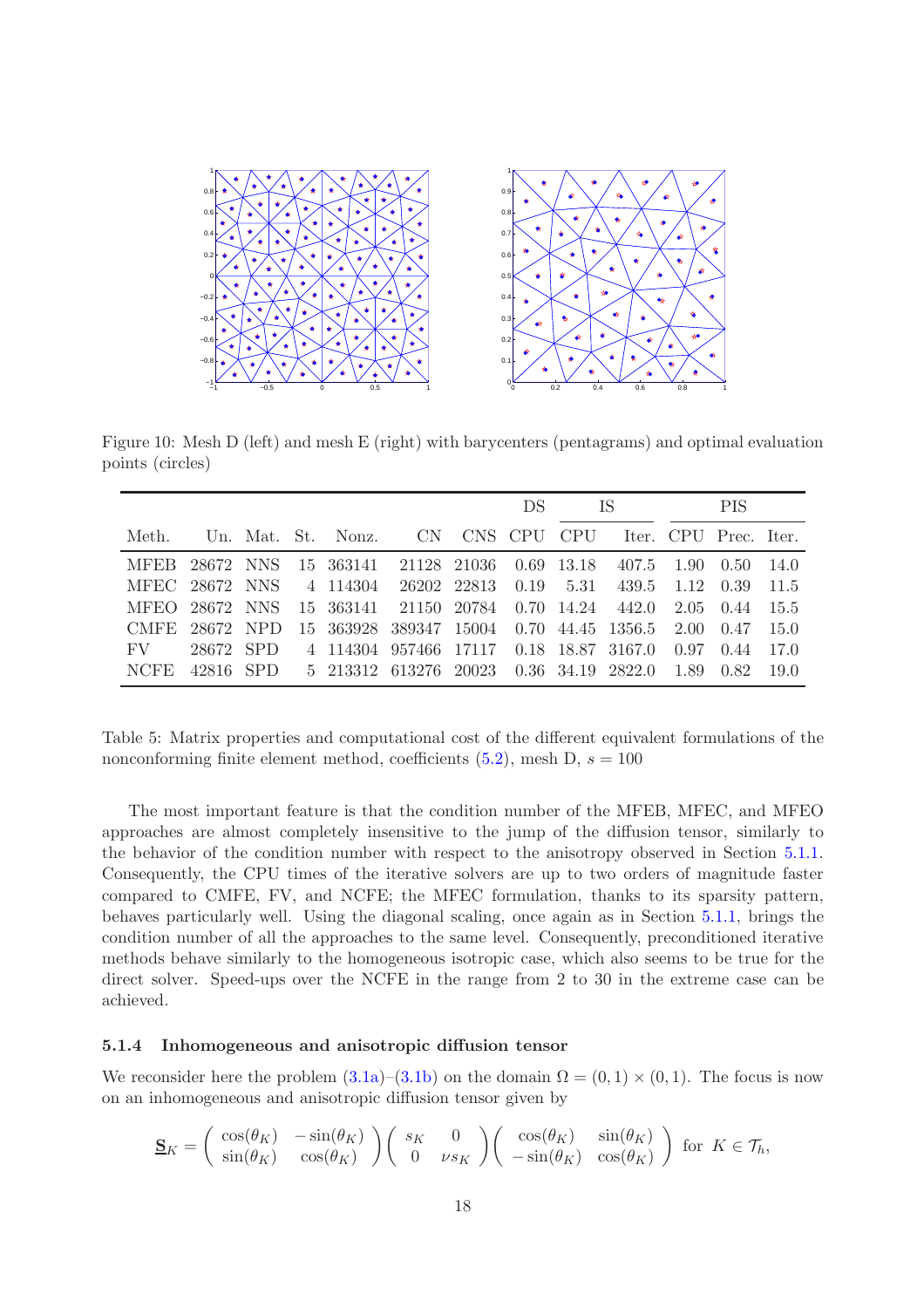Figure 10: Mesh D (left) and mesh E (right) with barycenters (pentagrams) and optimal evaluation points (circles)

| | | | | | | | DS | IS | | PIS | | |
|---|---|---|---|---|---|---|---|---|---|---|---|---|
| Meth. | Un. | Mat. | St. | Nonz. | CN | CNS | CPU | CPU | Iter. | CPU | Prec. | Iter. |
| MFEB | 28672 | NNS | 15 | 363141 | 21128 | 21036 | 0.69 | 13.18 | 407.5 | 1.90 | 0.50 | 14.0 |
| MFEC | 28672 | NNS | 4 | 114304 | 26202 | 22813 | 0.19 | 5.31 | 439.5 | 1.12 | 0.39 | 11.5 |
| MFEO | 28672 | NNS | 15 | 363141 | 21150 | 20784 | 0.70 | 14.24 | 442.0 | 2.05 | 0.44 | 15.5 |
| CMFE | 28672 | NPD | 15 | 363928 | 389347 | 15004 | 0.70 | 44.45 | 1356.5 | 2.00 | 0.47 | 15.0 |
| FV | 28672 | SPD | 4 | 114304 | 957466 | 17117 | 0.18 | 18.87 | 3167.0 | 0.97 | 0.44 | 17.0 |
| NCFE | 42816 | SPD | 5 | 213312 | 613276 | 20023 | 0.36 | 34.19 | 2822.0 | 1.89 | 0.82 | 19.0 |

Table 5: Matrix properties and computational cost of the different equivalent formulations of the nonconforming finite element method, coefficients (5.2), mesh D, $s = 100$

The most important feature is that the condition number of the MFEB, MFEC, and MFEO approaches are almost completely insensitive to the jump of the diffusion tensor, similarly to the behavior of the condition number with respect to the anisotropy observed in Section 5.1.1. Consequently, the CPU times of the iterative solvers are up to two orders of magnitude faster compared to CMFE, FV, and NCFE; the MFEC formulation, thanks to its sparsity pattern, behaves particularly well. Using the diagonal scaling, once again as in Section 5.1.1, brings the condition number of all the approaches to the same level. Consequently, preconditioned iterative methods behave similarly to the homogeneous isotropic case, which also seems to be true for the direct solver. Speed-ups over the NCFE in the range from 2 to 30 in the extreme case can be achieved.

#### 5.1.4 Inhomogeneous and anisotropic diffusion tensor

We reconsider here the problem (3.1a)–(3.1b) on the domain $\Omega = (0, 1) \times (0, 1)$. The focus is now on an inhomogeneous and anisotropic diffusion tensor given by

$$\underline{\mathbf{S}}_K = \begin{pmatrix} \cos(\theta_K) & -\sin(\theta_K) \\ \sin(\theta_K) & \cos(\theta_K) \end{pmatrix} \begin{pmatrix} s_K & 0 \\ 0 & \nu s_K \end{pmatrix} \begin{pmatrix} \cos(\theta_K) & \sin(\theta_K) \\ -\sin(\theta_K) & \cos(\theta_K) \end{pmatrix} \text{ for } K \in \mathcal{T}_h,$$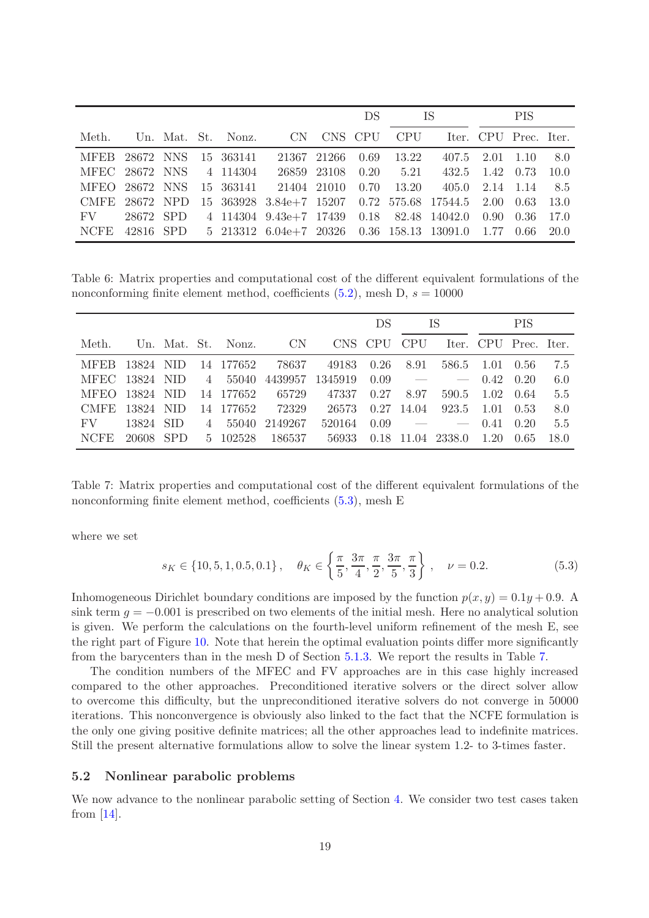| | | | | | | | DS | IS | | PIS | | |
|---|---|---|---|---|---|---|---|---|---|---|---|---|
| Meth. | Un. | Mat. | St. | Nonz. | CN | CNS | CPU | CPU | Iter. | CPU | Prec. | Iter. |
| MFEB | 28672 | NNS | 15 | 363141 | 21367 | 21266 | 0.69 | 13.22 | 407.5 | 2.01 | 1.10 | 8.0 |
| MFEC | 28672 | NNS | 4 | 114304 | 26859 | 23108 | 0.20 | 5.21 | 432.5 | 1.42 | 0.73 | 10.0 |
| MFEO | 28672 | NNS | 15 | 363141 | 21404 | 21010 | 0.70 | 13.20 | 405.0 | 2.14 | 1.14 | 8.5 |
| CMFE | 28672 | NPD | 15 | 363928 | 3.84e+7 | 15207 | 0.72 | 575.68 | 17544.5 | 2.00 | 0.63 | 13.0 |
| FV | 28672 | SPD | 4 | 114304 | 9.43e+7 | 17439 | 0.18 | 82.48 | 14042.0 | 0.90 | 0.36 | 17.0 |
| NCFE | 42816 | SPD | 5 | 213312 | 6.04e+7 | 20326 | 0.36 | 158.13 | 13091.0 | 1.77 | 0.66 | 20.0 |

Table 6: Matrix properties and computational cost of the different equivalent formulations of the nonconforming finite element method, coefficients (5.2), mesh D, $s = 10000$

| | | | | | | | DS | IS | | PIS | | |
|---|---|---|---|---|---|---|---|---|---|---|---|---|
| Meth. | Un. | Mat. | St. | Nonz. | CN | CNS | CPU | CPU | Iter. | CPU | Prec. | Iter. |
| MFEB | 13824 | NID | 14 | 177652 | 78637 | 49183 | 0.26 | 8.91 | 586.5 | 1.01 | 0.56 | 7.5 |
| MFEC | 13824 | NID | 4 | 55040 | 4439957 | 1345919 | 0.09 | — | — | 0.42 | 0.20 | 6.0 |
| MFEO | 13824 | NID | 14 | 177652 | 65729 | 47337 | 0.27 | 8.97 | 590.5 | 1.02 | 0.64 | 5.5 |
| CMFE | 13824 | NID | 14 | 177652 | 72329 | 26573 | 0.27 | 14.04 | 923.5 | 1.01 | 0.53 | 8.0 |
| FV | 13824 | SID | 4 | 55040 | 2149267 | 520164 | 0.09 | — | — | 0.41 | 0.20 | 5.5 |
| NCFE | 20608 | SPD | 5 | 102528 | 186537 | 56933 | 0.18 | 11.04 | 2338.0 | 1.20 | 0.65 | 18.0 |

Table 7: Matrix properties and computational cost of the different equivalent formulations of the nonconforming finite element method, coefficients (5.3), mesh E

where we set

$$s_K \in \{10, 5, 1, 0.5, 0.1\}, \quad \theta_K \in \left\{\frac{\pi}{5}, \frac{3\pi}{4}, \frac{\pi}{2}, \frac{3\pi}{5}, \frac{\pi}{3}\right\}, \quad \nu = 0.2. \tag{5.3}$$

Inhomogeneous Dirichlet boundary conditions are imposed by the function $p(x, y) = 0.1y + 0.9$. A sink term $g = -0.001$ is prescribed on two elements of the initial mesh. Here no analytical solution is given. We perform the calculations on the fourth-level uniform refinement of the mesh E, see the right part of Figure 10. Note that herein the optimal evaluation points differ more significantly from the barycenters than in the mesh D of Section 5.1.3. We report the results in Table 7.

The condition numbers of the MFEC and FV approaches are in this case highly increased compared to the other approaches. Preconditioned iterative solvers or the direct solver allow to overcome this difficulty, but the unpreconditioned iterative solvers do not converge in 50000 iterations. This nonconvergence is obviously also linked to the fact that the NCFE formulation is the only one giving positive definite matrices; all the other approaches lead to indefinite matrices. Still the present alternative formulations allow to solve the linear system 1.2- to 3-times faster.

## 5.2 Nonlinear parabolic problems

We now advance to the nonlinear parabolic setting of Section 4. We consider two test cases taken from [14].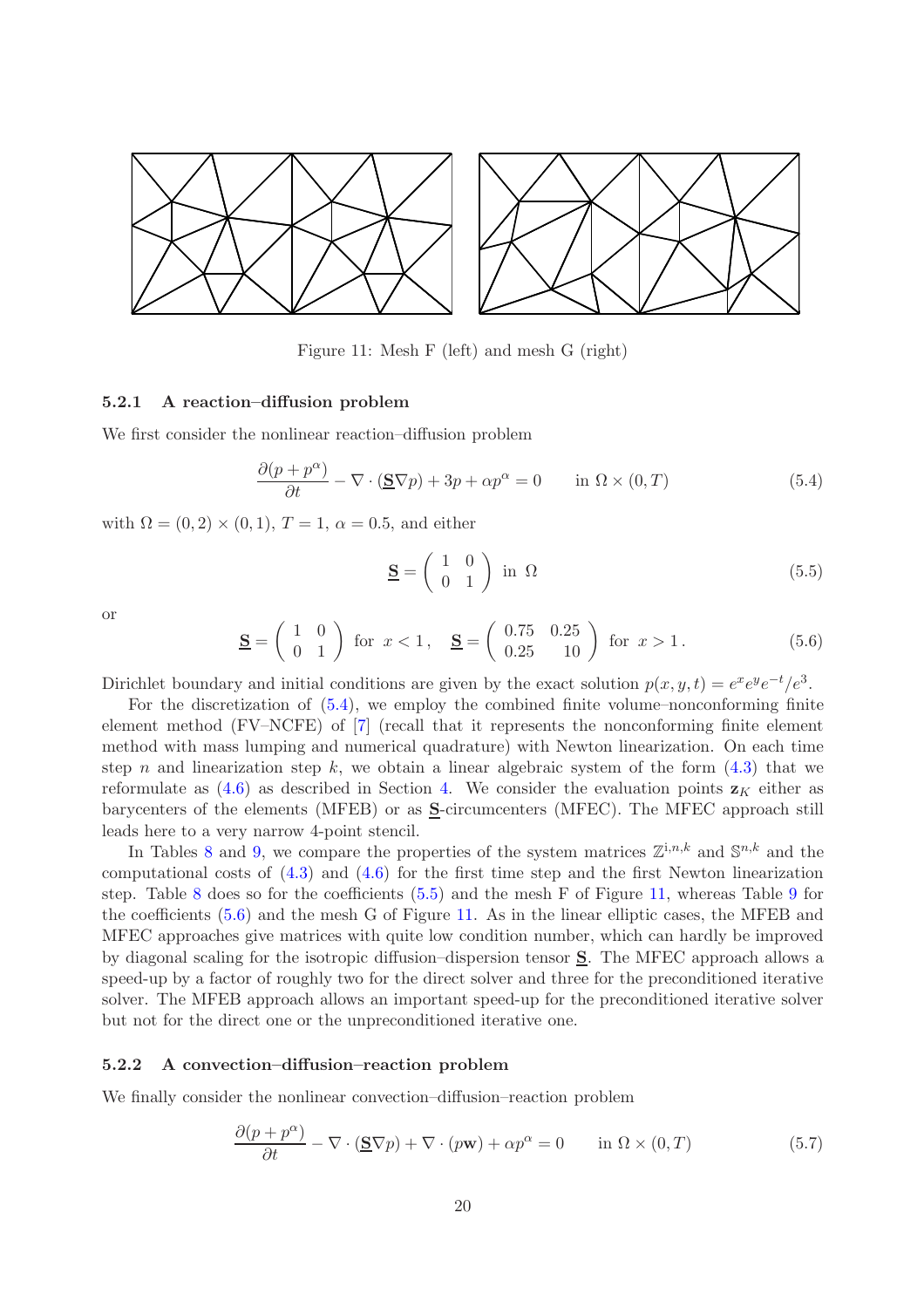Figure 11: Mesh F (left) and mesh G (right)

### 5.2.1 A reaction–diffusion problem

We first consider the nonlinear reaction–diffusion problem

$$\frac{\partial(p + p^{\alpha})}{\partial t} - \nabla \cdot (\underline{\mathbf{S}} \nabla p) + 3p + \alpha p^{\alpha} = 0 \qquad \text{in } \Omega \times (0, T) \tag{5.4}$$

with $\Omega = (0, 2) \times (0, 1)$, $T = 1$, $\alpha = 0.5$, and either

$$\underline{\mathbf{S}} = \begin{pmatrix} 1 & 0 \\ 0 & 1 \end{pmatrix} \text{ in } \Omega \tag{5.5}$$

or

$$\underline{\mathbf{S}} = \begin{pmatrix} 1 & 0 \\ 0 & 1 \end{pmatrix} \text{ for } x < 1\,, \quad \underline{\mathbf{S}} = \begin{pmatrix} 0.75 & 0.25 \\ 0.25 & 10 \end{pmatrix} \text{ for } x > 1\,. \tag{5.6}$$

Dirichlet boundary and initial conditions are given by the exact solution $p(x, y, t) = e^x e^y e^{-t}/e^3$.

For the discretization of (5.4), we employ the combined finite volume–nonconforming finite element method (FV–NCFE) of [7] (recall that it represents the nonconforming finite element method with mass lumping and numerical quadrature) with Newton linearization. On each time step $n$ and linearization step $k$, we obtain a linear algebraic system of the form (4.3) that we reformulate as (4.6) as described in Section 4. We consider the evaluation points $\mathbf{z}_K$ either as barycenters of the elements (MFEB) or as $\underline{\mathbf{S}}$-circumcenters (MFEC). The MFEC approach still leads here to a very narrow 4-point stencil.

In Tables 8 and 9, we compare the properties of the system matrices $\mathbb{Z}^{\mathrm{i},n,k}$ and $\mathbb{S}^{n,k}$ and the computational costs of (4.3) and (4.6) for the first time step and the first Newton linearization step. Table 8 does so for the coefficients (5.5) and the mesh F of Figure 11, whereas Table 9 for the coefficients (5.6) and the mesh G of Figure 11. As in the linear elliptic cases, the MFEB and MFEC approaches give matrices with quite low condition number, which can hardly be improved by diagonal scaling for the isotropic diffusion–dispersion tensor $\underline{\mathbf{S}}$. The MFEC approach allows a speed-up by a factor of roughly two for the direct solver and three for the preconditioned iterative solver. The MFEB approach allows an important speed-up for the preconditioned iterative solver but not for the direct one or the unpreconditioned iterative one.

### 5.2.2 A convection–diffusion–reaction problem

We finally consider the nonlinear convection–diffusion–reaction problem

$$\frac{\partial(p + p^{\alpha})}{\partial t} - \nabla \cdot (\underline{\mathbf{S}} \nabla p) + \nabla \cdot (p\mathbf{w}) + \alpha p^{\alpha} = 0 \qquad \text{in } \Omega \times (0, T) \tag{5.7}$$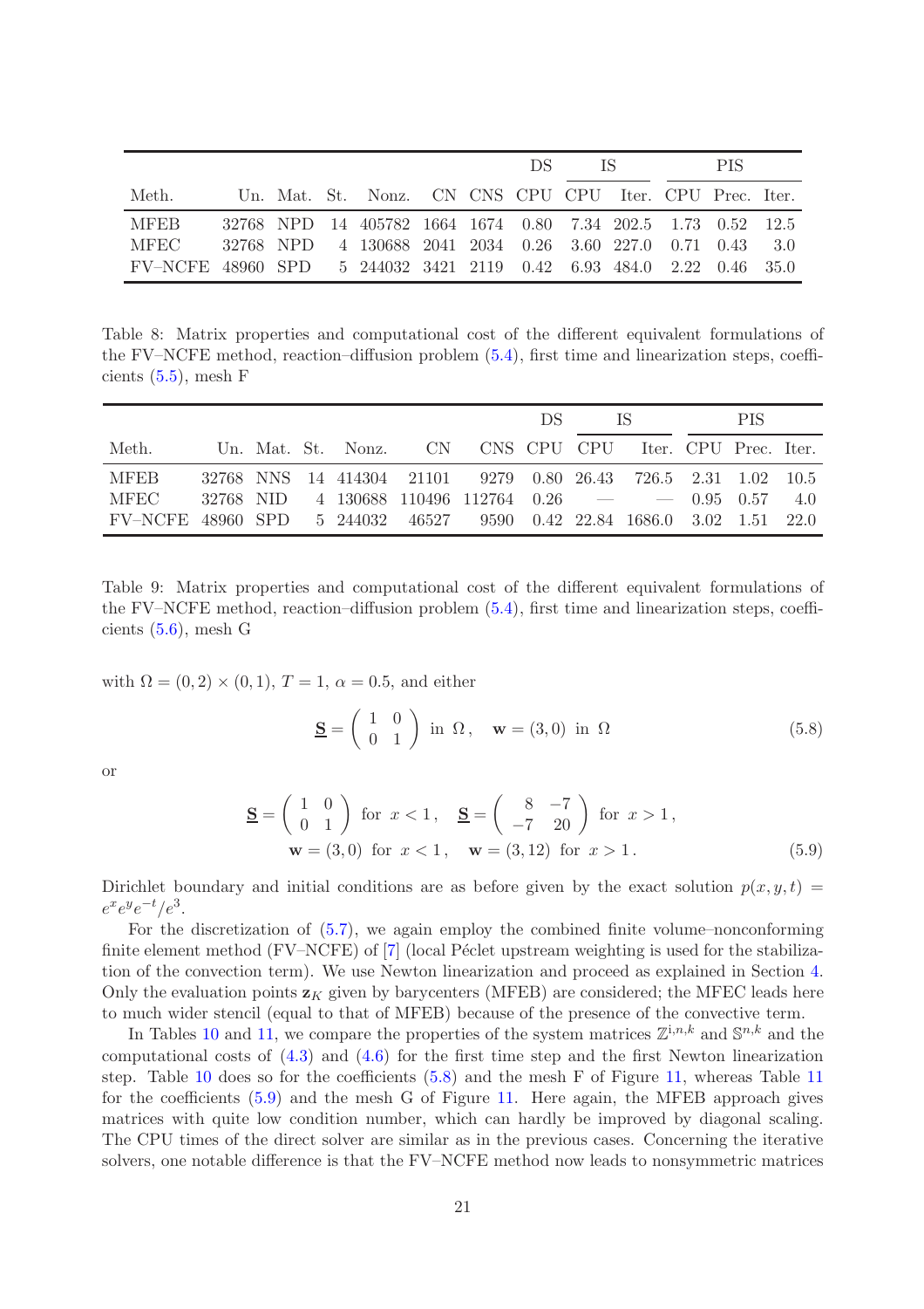| Meth. | Un. | Mat. | St. | Nonz. | CN | CNS | DS CPU | IS CPU | IS Iter. | PIS CPU | PIS Prec. | PIS Iter. |
|---|---|---|---|---|---|---|---|---|---|---|---|---|
| MFEB | 32768 | NPD | 14 | 405782 | 1664 | 1674 | 0.80 | 7.34 | 202.5 | 1.73 | 0.52 | 12.5 |
| MFEC | 32768 | NPD | 4 | 130688 | 2041 | 2034 | 0.26 | 3.60 | 227.0 | 0.71 | 0.43 | 3.0 |
| FV–NCFE | 48960 | SPD | 5 | 244032 | 3421 | 2119 | 0.42 | 6.93 | 484.0 | 2.22 | 0.46 | 35.0 |

Table 8: Matrix properties and computational cost of the different equivalent formulations of the FV–NCFE method, reaction–diffusion problem (5.4), first time and linearization steps, coefficients (5.5), mesh F

| Meth. | Un. | Mat. | St. | Nonz. | CN | CNS | DS CPU | IS CPU | IS Iter. | PIS CPU | PIS Prec. | PIS Iter. |
|---|---|---|---|---|---|---|---|---|---|---|---|---|
| MFEB | 32768 | NNS | 14 | 414304 | 21101 | 9279 | 0.80 | 26.43 | 726.5 | 2.31 | 1.02 | 10.5 |
| MFEC | 32768 | NID | 4 | 130688 | 110496 | 112764 | 0.26 | — | — | 0.95 | 0.57 | 4.0 |
| FV–NCFE | 48960 | SPD | 5 | 244032 | 46527 | 9590 | 0.42 | 22.84 | 1686.0 | 3.02 | 1.51 | 22.0 |

Table 9: Matrix properties and computational cost of the different equivalent formulations of the FV–NCFE method, reaction–diffusion problem (5.4), first time and linearization steps, coefficients (5.6), mesh G

with $\Omega = (0,2) \times (0,1)$, $T = 1$, $\alpha = 0.5$, and either

$$\underline{\mathbf{S}} = \begin{pmatrix} 1 & 0 \\ 0 & 1 \end{pmatrix} \text{ in } \Omega\,, \quad \mathbf{w} = (3,0) \text{ in } \Omega \tag{5.8}$$

or

$$\begin{aligned} \underline{\mathbf{S}} = \begin{pmatrix} 1 & 0 \\ 0 & 1 \end{pmatrix} \text{ for } x < 1\,, \quad \underline{\mathbf{S}} = \begin{pmatrix} 8 & -7 \\ -7 & 20 \end{pmatrix} \text{ for } x > 1\,, \\ \mathbf{w} = (3,0) \text{ for } x < 1\,, \quad \mathbf{w} = (3,12) \text{ for } x > 1\,. \end{aligned} \tag{5.9}$$

Dirichlet boundary and initial conditions are as before given by the exact solution $p(x,y,t) = e^x e^y e^{-t}/e^3$.

For the discretization of (5.7), we again employ the combined finite volume–nonconforming finite element method (FV–NCFE) of [7] (local Péclet upstream weighting is used for the stabilization of the convection term). We use Newton linearization and proceed as explained in Section 4. Only the evaluation points $\mathbf{z}_K$ given by barycenters (MFEB) are considered; the MFEC leads here to much wider stencil (equal to that of MFEB) because of the presence of the convective term.

In Tables 10 and 11, we compare the properties of the system matrices $\mathbb{Z}^{\mathrm{i},n,k}$ and $\mathbb{S}^{n,k}$ and the computational costs of (4.3) and (4.6) for the first time step and the first Newton linearization step. Table 10 does so for the coefficients (5.8) and the mesh F of Figure 11, whereas Table 11 for the coefficients (5.9) and the mesh G of Figure 11. Here again, the MFEB approach gives matrices with quite low condition number, which can hardly be improved by diagonal scaling. The CPU times of the direct solver are similar as in the previous cases. Concerning the iterative solvers, one notable difference is that the FV–NCFE method now leads to nonsymmetric matrices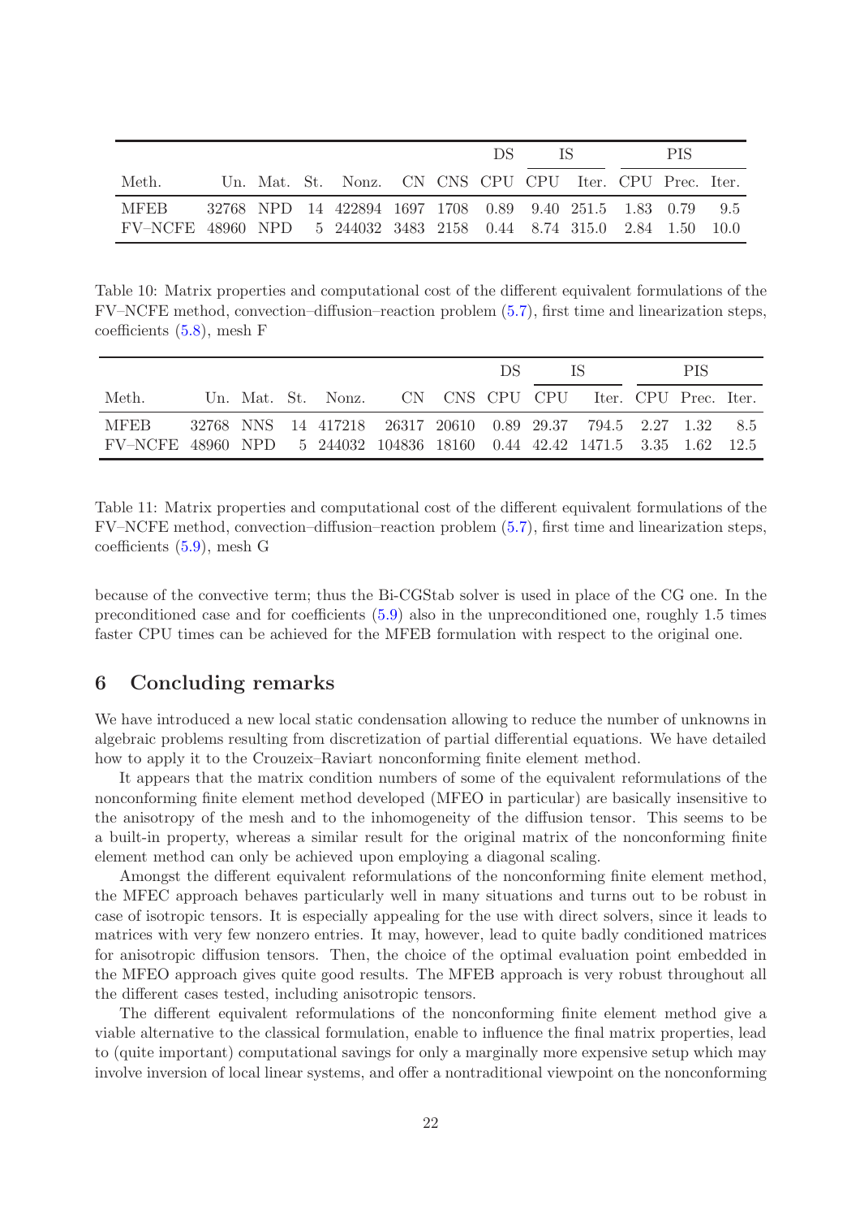| | | | | | | | DS | IS | | | PIS | |
|---|---|---|---|---|---|---|---|---|---|---|---|---|
| Meth. | Un. | Mat. | St. | Nonz. | CN | CNS | CPU | CPU | Iter. | CPU | Prec. | Iter. |
| MFEB | 32768 | NPD | 14 | 422894 | 1697 | 1708 | 0.89 | 9.40 | 251.5 | 1.83 | 0.79 | 9.5 |
| FV–NCFE | 48960 | NPD | 5 | 244032 | 3483 | 2158 | 0.44 | 8.74 | 315.0 | 2.84 | 1.50 | 10.0 |

Table 10: Matrix properties and computational cost of the different equivalent formulations of the FV–NCFE method, convection–diffusion–reaction problem (5.7), first time and linearization steps, coefficients (5.8), mesh F

| | | | | | | | DS | IS | | | PIS | |
|---|---|---|---|---|---|---|---|---|---|---|---|---|
| Meth. | Un. | Mat. | St. | Nonz. | CN | CNS | CPU | CPU | Iter. | CPU | Prec. | Iter. |
| MFEB | 32768 | NNS | 14 | 417218 | 26317 | 20610 | 0.89 | 29.37 | 794.5 | 2.27 | 1.32 | 8.5 |
| FV–NCFE | 48960 | NPD | 5 | 244032 | 104836 | 18160 | 0.44 | 42.42 | 1471.5 | 3.35 | 1.62 | 12.5 |

Table 11: Matrix properties and computational cost of the different equivalent formulations of the FV–NCFE method, convection–diffusion–reaction problem (5.7), first time and linearization steps, coefficients (5.9), mesh G

because of the convective term; thus the Bi-CGStab solver is used in place of the CG one. In the preconditioned case and for coefficients (5.9) also in the unpreconditioned one, roughly 1.5 times faster CPU times can be achieved for the MFEB formulation with respect to the original one.

## 6 Concluding remarks

We have introduced a new local static condensation allowing to reduce the number of unknowns in algebraic problems resulting from discretization of partial differential equations. We have detailed how to apply it to the Crouzeix–Raviart nonconforming finite element method.

It appears that the matrix condition numbers of some of the equivalent reformulations of the nonconforming finite element method developed (MFEO in particular) are basically insensitive to the anisotropy of the mesh and to the inhomogeneity of the diffusion tensor. This seems to be a built-in property, whereas a similar result for the original matrix of the nonconforming finite element method can only be achieved upon employing a diagonal scaling.

Amongst the different equivalent reformulations of the nonconforming finite element method, the MFEC approach behaves particularly well in many situations and turns out to be robust in case of isotropic tensors. It is especially appealing for the use with direct solvers, since it leads to matrices with very few nonzero entries. It may, however, lead to quite badly conditioned matrices for anisotropic diffusion tensors. Then, the choice of the optimal evaluation point embedded in the MFEO approach gives quite good results. The MFEB approach is very robust throughout all the different cases tested, including anisotropic tensors.

The different equivalent reformulations of the nonconforming finite element method give a viable alternative to the classical formulation, enable to influence the final matrix properties, lead to (quite important) computational savings for only a marginally more expensive setup which may involve inversion of local linear systems, and offer a nontraditional viewpoint on the nonconforming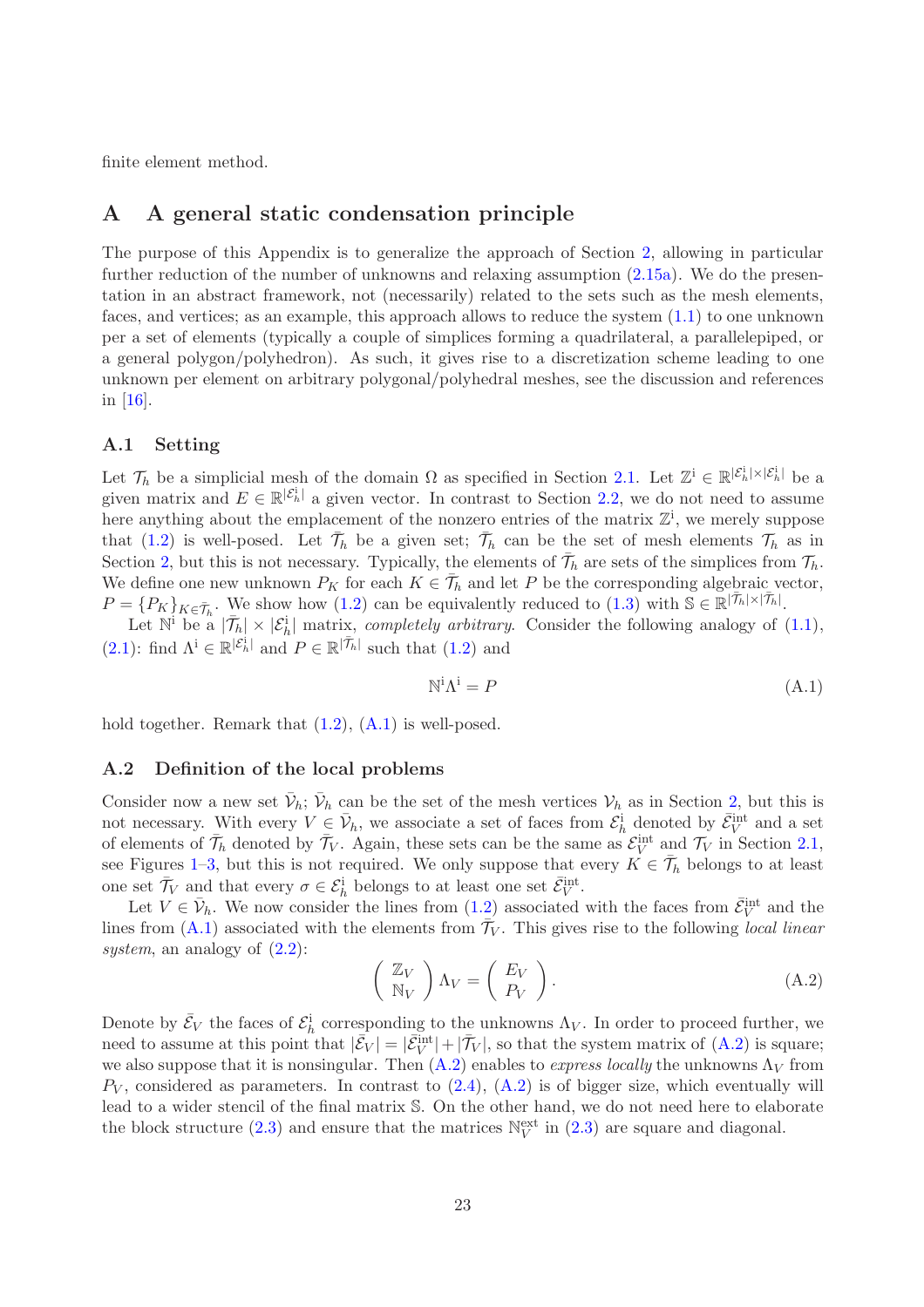finite element method.

# A A general static condensation principle

The purpose of this Appendix is to generalize the approach of Section 2, allowing in particular further reduction of the number of unknowns and relaxing assumption (2.15a). We do the presentation in an abstract framework, not (necessarily) related to the sets such as the mesh elements, faces, and vertices; as an example, this approach allows to reduce the system (1.1) to one unknown per a set of elements (typically a couple of simplices forming a quadrilateral, a parallelepiped, or a general polygon/polyhedron). As such, it gives rise to a discretization scheme leading to one unknown per element on arbitrary polygonal/polyhedral meshes, see the discussion and references in [16].

## A.1 Setting

Let $\mathcal{T}_h$ be a simplicial mesh of the domain $\Omega$ as specified in Section 2.1. Let $\mathbb{Z}^{\rm i} \in \mathbb{R}^{|\mathcal{E}_h^{\rm i}| \times |\mathcal{E}_h^{\rm i}|}$ be a given matrix and $E \in \mathbb{R}^{|\mathcal{E}_h^{\rm i}|}$ a given vector. In contrast to Section 2.2, we do not need to assume here anything about the emplacement of the nonzero entries of the matrix $\mathbb{Z}^{\rm i}$, we merely suppose that (1.2) is well-posed. Let $\bar{\mathcal{T}}_h$ be a given set; $\bar{\mathcal{T}}_h$ can be the set of mesh elements $\mathcal{T}_h$ as in Section 2, but this is not necessary. Typically, the elements of $\bar{\mathcal{T}}_h$ are sets of the simplices from $\mathcal{T}_h$. We define one new unknown $P_K$ for each $K \in \bar{\mathcal{T}}_h$ and let $P$ be the corresponding algebraic vector, $P = \{P_K\}_{K \in \bar{\mathcal{T}}_h}$. We show how (1.2) can be equivalently reduced to (1.3) with $\mathbb{S} \in \mathbb{R}^{|\bar{\mathcal{T}}_h| \times |\bar{\mathcal{T}}_h|}$.

Let $\mathbb{N}^{\rm i}$ be a $|\bar{\mathcal{T}}_h| \times |\mathcal{E}_h^{\rm i}|$ matrix, *completely arbitrary*. Consider the following analogy of (1.1), (2.1): find $\Lambda^{\rm i} \in \mathbb{R}^{|\mathcal{E}_h^{\rm i}|}$ and $P \in \mathbb{R}^{|\bar{\mathcal{T}}_h|}$ such that (1.2) and

$$\mathbb{N}^{\rm i} \Lambda^{\rm i} = P \tag{A.1}$$

hold together. Remark that (1.2), (A.1) is well-posed.

## A.2 Definition of the local problems

Consider now a new set $\bar{\mathcal{V}}_h$; $\bar{\mathcal{V}}_h$ can be the set of the mesh vertices $\mathcal{V}_h$ as in Section 2, but this is not necessary. With every $V \in \bar{\mathcal{V}}_h$, we associate a set of faces from $\mathcal{E}_h^{\rm i}$ denoted by $\bar{\mathcal{E}}_V^{\rm int}$ and a set of elements of $\bar{\mathcal{T}}_h$ denoted by $\bar{\mathcal{T}}_V$. Again, these sets can be the same as $\mathcal{E}_V^{\rm int}$ and $\mathcal{T}_V$ in Section 2.1, see Figures 1–3, but this is not required. We only suppose that every $K \in \bar{\mathcal{T}}_h$ belongs to at least one set $\bar{\mathcal{T}}_V$ and that every $\sigma \in \mathcal{E}_h^{\rm i}$ belongs to at least one set $\bar{\mathcal{E}}_V^{\rm int}$.

Let $V \in \bar{\mathcal{V}}_h$. We now consider the lines from (1.2) associated with the faces from $\bar{\mathcal{E}}_V^{\rm int}$ and the lines from (A.1) associated with the elements from $\bar{\mathcal{T}}_V$. This gives rise to the following *local linear system*, an analogy of (2.2):

$$\left( \begin{array}{c} \mathbb{Z}_V \\ \mathbb{N}_V \end{array} \right) \Lambda_V = \left( \begin{array}{c} E_V \\ P_V \end{array} \right). \tag{A.2}$$

Denote by $\bar{\mathcal{E}}_V$ the faces of $\mathcal{E}_h^{\rm i}$ corresponding to the unknowns $\Lambda_V$. In order to proceed further, we need to assume at this point that $|\bar{\mathcal{E}}_V| = |\bar{\mathcal{E}}_V^{\rm int}| + |\bar{\mathcal{T}}_V|$, so that the system matrix of (A.2) is square; we also suppose that it is nonsingular. Then (A.2) enables to *express locally* the unknowns $\Lambda_V$ from $P_V$, considered as parameters. In contrast to (2.4), (A.2) is of bigger size, which eventually will lead to a wider stencil of the final matrix $\mathbb{S}$. On the other hand, we do not need here to elaborate the block structure (2.3) and ensure that the matrices $\mathbb{N}_V^{\rm ext}$ in (2.3) are square and diagonal.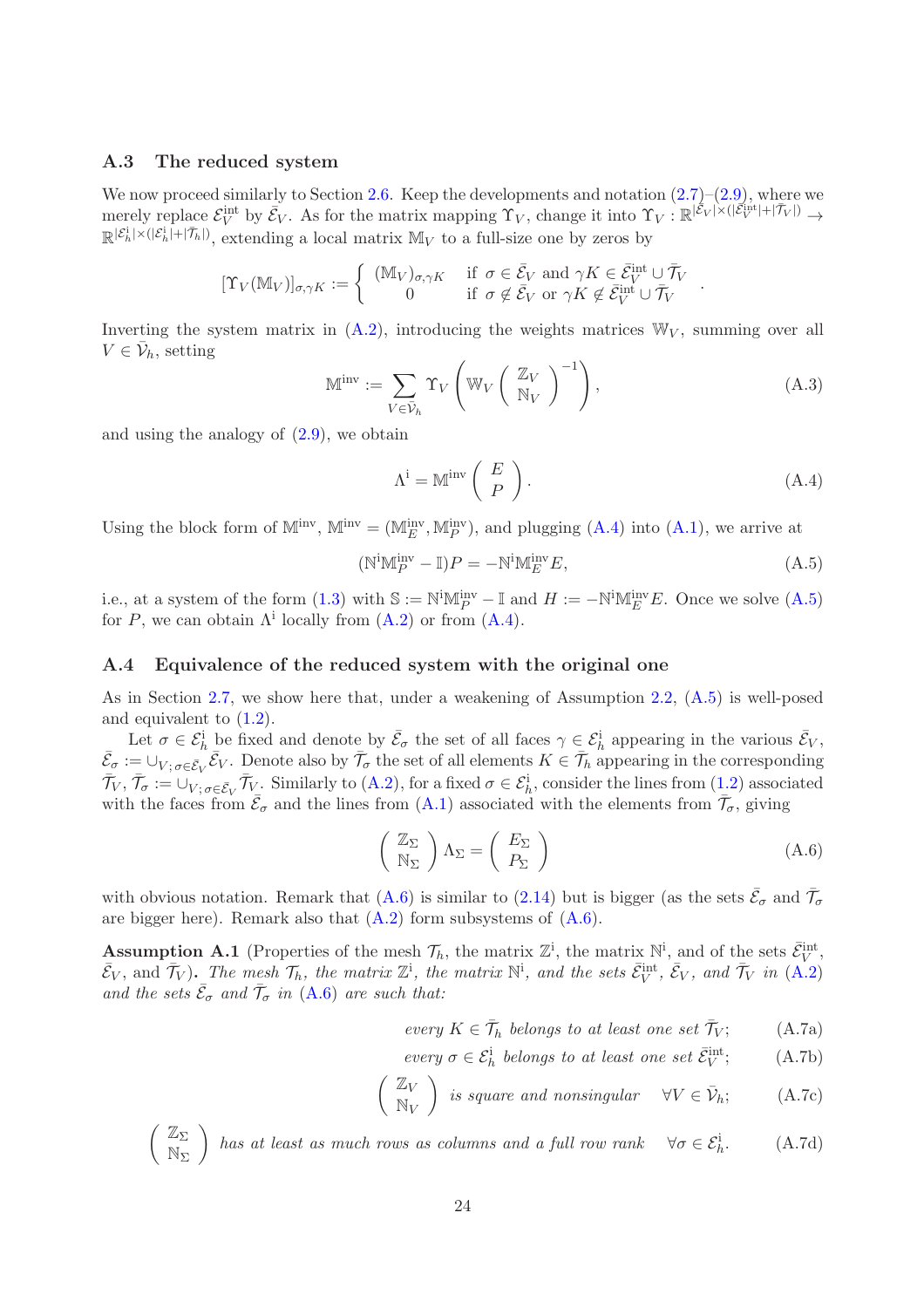### A.3 The reduced system

We now proceed similarly to Section 2.6. Keep the developments and notation (2.7)–(2.9), where we merely replace $\mathcal{E}_V^{\rm int}$ by $\bar{\mathcal{E}}_V$. As for the matrix mapping $\Upsilon_V$, change it into $\Upsilon_V : \mathbb{R}^{|\bar{\mathcal{E}}_V|\times(|\bar{\mathcal{E}}_V^{\rm int}|+|\bar{\mathcal{T}}_V|)} \to \mathbb{R}^{|\mathcal{E}_h^{\rm i}|\times(|\mathcal{E}_h^{\rm i}|+|\bar{\mathcal{T}}_h|)}$, extending a local matrix $\mathbb{M}_V$ to a full-size one by zeros by

$$[\Upsilon_V(\mathbb{M}_V)]_{\sigma,\gamma K} := \begin{cases} (\mathbb{M}_V)_{\sigma,\gamma K} & \text{if } \sigma \in \bar{\mathcal{E}}_V \text{ and } \gamma K \in \bar{\mathcal{E}}_V^{\rm int} \cup \bar{\mathcal{T}}_V \\ 0 & \text{if } \sigma \notin \bar{\mathcal{E}}_V \text{ or } \gamma K \notin \bar{\mathcal{E}}_V^{\rm int} \cup \bar{\mathcal{T}}_V \end{cases}.$$

Inverting the system matrix in (A.2), introducing the weights matrices $\mathbb{W}_V$, summing over all $V \in \bar{\mathcal{V}}_h$, setting

$$\mathbb{M}^{\rm inv} := \sum_{V \in \bar{\mathcal{V}}_h} \Upsilon_V \left( \mathbb{W}_V \begin{pmatrix} \mathbb{Z}_V \\ \mathbb{N}_V \end{pmatrix}^{-1} \right), \tag{A.3}$$

and using the analogy of (2.9), we obtain

$$\Lambda^{\rm i} = \mathbb{M}^{\rm inv} \begin{pmatrix} E \\ P \end{pmatrix}. \tag{A.4}$$

Using the block form of $\mathbb{M}^{\rm inv}$, $\mathbb{M}^{\rm inv} = (\mathbb{M}_E^{\rm inv}, \mathbb{M}_P^{\rm inv})$, and plugging (A.4) into (A.1), we arrive at

$$(\mathbb{N}^{\rm i}\mathbb{M}_P^{\rm inv} - \mathbb{I})P = -\mathbb{N}^{\rm i}\mathbb{M}_E^{\rm inv} E, \tag{A.5}$$

i.e., at a system of the form (1.3) with $\mathbb{S} := \mathbb{N}^{\rm i}\mathbb{M}_P^{\rm inv} - \mathbb{I}$ and $H := -\mathbb{N}^{\rm i}\mathbb{M}_E^{\rm inv} E$. Once we solve (A.5) for $P$, we can obtain $\Lambda^{\rm i}$ locally from (A.2) or from (A.4).

### A.4 Equivalence of the reduced system with the original one

As in Section 2.7, we show here that, under a weakening of Assumption 2.2, (A.5) is well-posed and equivalent to (1.2).

Let $\sigma \in \mathcal{E}_h^{\rm i}$ be fixed and denote by $\bar{\mathcal{E}}_\sigma$ the set of all faces $\gamma \in \mathcal{E}_h^{\rm i}$ appearing in the various $\bar{\mathcal{E}}_V$, $\bar{\mathcal{E}}_\sigma := \cup_{V;\sigma\in\bar{\mathcal{E}}_V} \bar{\mathcal{E}}_V$. Denote also by $\bar{\mathcal{T}}_\sigma$ the set of all elements $K \in \bar{\mathcal{T}}_h$ appearing in the corresponding $\bar{\mathcal{T}}_V$, $\bar{\mathcal{T}}_\sigma := \cup_{V;\sigma\in\bar{\mathcal{E}}_V} \bar{\mathcal{T}}_V$. Similarly to (A.2), for a fixed $\sigma \in \mathcal{E}_h^{\rm i}$, consider the lines from (1.2) associated with the faces from $\bar{\mathcal{E}}_\sigma$ and the lines from (A.1) associated with the elements from $\bar{\mathcal{T}}_\sigma$, giving

$$\begin{pmatrix} \mathbb{Z}_\Sigma \\ \mathbb{N}_\Sigma \end{pmatrix} \Lambda_\Sigma = \begin{pmatrix} E_\Sigma \\ P_\Sigma \end{pmatrix} \tag{A.6}$$

with obvious notation. Remark that (A.6) is similar to (2.14) but is bigger (as the sets $\bar{\mathcal{E}}_\sigma$ and $\bar{\mathcal{T}}_\sigma$ are bigger here). Remark also that (A.2) form subsystems of (A.6).

**Assumption A.1** (Properties of the mesh $\mathcal{T}_h$, the matrix $\mathbb{Z}^{\rm i}$, the matrix $\mathbb{N}^{\rm i}$, and of the sets $\bar{\mathcal{E}}_V^{\rm int}$, $\bar{\mathcal{E}}_V$, and $\bar{\mathcal{T}}_V$)**.** *The mesh $\mathcal{T}_h$, the matrix $\mathbb{Z}^{\rm i}$, the matrix $\mathbb{N}^{\rm i}$, and the sets $\bar{\mathcal{E}}_V^{\rm int}$, $\bar{\mathcal{E}}_V$, and $\bar{\mathcal{T}}_V$ in (A.2) and the sets $\bar{\mathcal{E}}_\sigma$ and $\bar{\mathcal{T}}_\sigma$ in (A.6) are such that:*

$$\textit{every } K \in \bar{\mathcal{T}}_h \textit{ belongs to at least one set } \bar{\mathcal{T}}_V; \tag{A.7a}$$

$$\textit{every } \sigma \in \mathcal{E}_h^{\rm i} \textit{ belongs to at least one set } \bar{\mathcal{E}}_V^{\rm int}; \tag{A.7b}$$

$$\begin{pmatrix} \mathbb{Z}_V \\ \mathbb{N}_V \end{pmatrix} \textit{ is square and nonsingular} \quad \forall V \in \bar{\mathcal{V}}_h; \tag{A.7c}$$

$$\begin{pmatrix} \mathbb{Z}_\Sigma \\ \mathbb{N}_\Sigma \end{pmatrix} \textit{ has at least as much rows as columns and a full row rank} \quad \forall \sigma \in \mathcal{E}_h^{\rm i}. \tag{A.7d}$$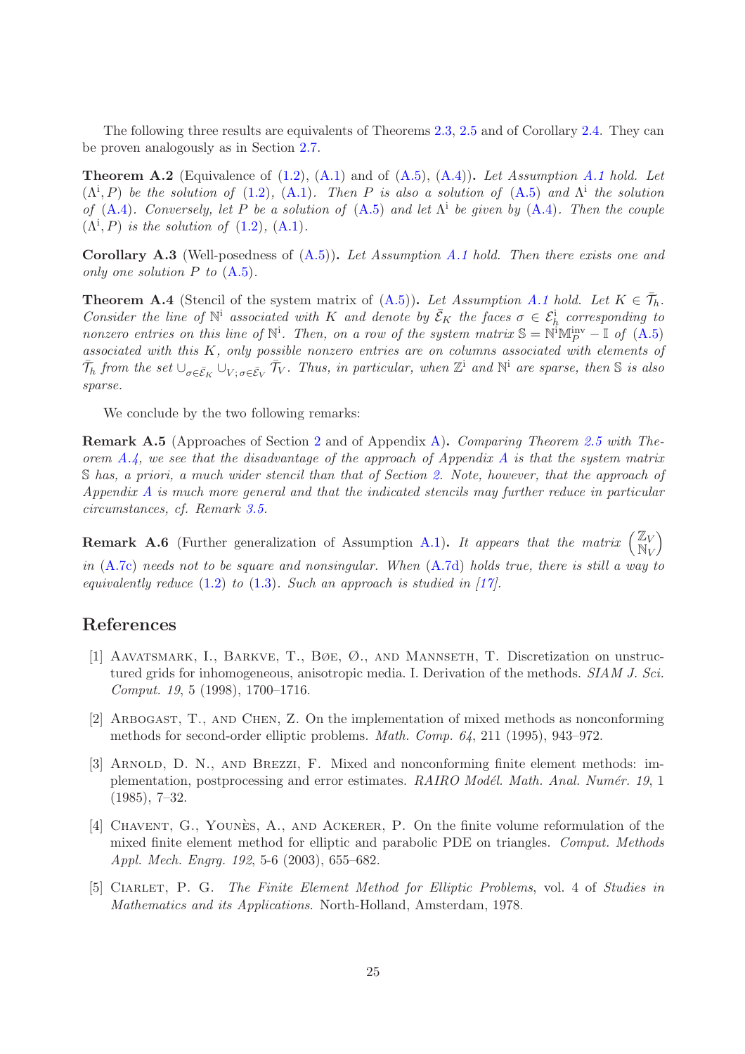The following three results are equivalents of Theorems 2.3, 2.5 and of Corollary 2.4. They can be proven analogously as in Section 2.7.

**Theorem A.2** (Equivalence of (1.2), (A.1) and of (A.5), (A.4))**.** *Let Assumption A.1 hold. Let* $(\Lambda^{\rm i}, P)$ *be the solution of* (1.2)*,* (A.1)*. Then* $P$ *is also a solution of* (A.5) *and* $\Lambda^{\rm i}$ *the solution of* (A.4)*. Conversely, let* $P$ *be a solution of* (A.5) *and let* $\Lambda^{\rm i}$ *be given by* (A.4)*. Then the couple* $(\Lambda^{\rm i}, P)$ *is the solution of* (1.2)*,* (A.1)*.*

**Corollary A.3** (Well-posedness of (A.5))**.** *Let Assumption A.1 hold. Then there exists one and only one solution* $P$ *to* (A.5)*.*

**Theorem A.4** (Stencil of the system matrix of (A.5))**.** *Let Assumption A.1 hold. Let* $K \in \bar{\mathcal{T}}_h$*. Consider the line of* $\mathbb{N}^{\rm i}$ *associated with* $K$ *and denote by* $\bar{\mathcal{E}}_K$ *the faces* $\sigma \in \mathcal{E}_h^{\rm i}$ *corresponding to nonzero entries on this line of* $\mathbb{N}^{\rm i}$*. Then, on a row of the system matrix* $\mathbb{S} = \mathbb{N}^{\rm i}\mathbb{M}_P^{\rm inv} - \mathbb{I}$ *of* (A.5) *associated with this* $K$*, only possible nonzero entries are on columns associated with elements of* $\bar{\mathcal{T}}_h$ *from the set* $\cup_{\sigma \in \bar{\mathcal{E}}_K} \cup_{V;\, \sigma \in \bar{\mathcal{E}}_V} \bar{\mathcal{T}}_V$*. Thus, in particular, when* $\mathbb{Z}^{\rm i}$ *and* $\mathbb{N}^{\rm i}$ *are sparse, then* $\mathbb{S}$ *is also sparse.*

We conclude by the two following remarks:

**Remark A.5** (Approaches of Section 2 and of Appendix A)**.** *Comparing Theorem 2.5 with Theorem A.4, we see that the disadvantage of the approach of Appendix A is that the system matrix* $\mathbb{S}$ *has, a priori, a much wider stencil than that of Section 2. Note, however, that the approach of Appendix A is much more general and that the indicated stencils may further reduce in particular circumstances, cf. Remark 3.5.*

**Remark A.6** (Further generalization of Assumption A.1)**.** *It appears that the matrix* $\binom{\mathbb{Z}_V}{\mathbb{N}_V}$ *in* (A.7c) *needs not to be square and nonsingular. When* (A.7d) *holds true, there is still a way to equivalently reduce* (1.2) *to* (1.3)*. Such an approach is studied in [17].*

## References

[1] Aavatsmark, I., Barkve, T., Bøe, Ø., and Mannseth, T. Discretization on unstructured grids for inhomogeneous, anisotropic media. I. Derivation of the methods. *SIAM J. Sci. Comput. 19*, 5 (1998), 1700–1716.

[2] Arbogast, T., and Chen, Z. On the implementation of mixed methods as nonconforming methods for second-order elliptic problems. *Math. Comp. 64*, 211 (1995), 943–972.

[3] Arnold, D. N., and Brezzi, F. Mixed and nonconforming finite element methods: implementation, postprocessing and error estimates. *RAIRO Modél. Math. Anal. Numér. 19*, 1 (1985), 7–32.

[4] Chavent, G., Younès, A., and Ackerer, P. On the finite volume reformulation of the mixed finite element method for elliptic and parabolic PDE on triangles. *Comput. Methods Appl. Mech. Engrg. 192*, 5-6 (2003), 655–682.

[5] Ciarlet, P. G. *The Finite Element Method for Elliptic Problems*, vol. 4 of *Studies in Mathematics and its Applications*. North-Holland, Amsterdam, 1978.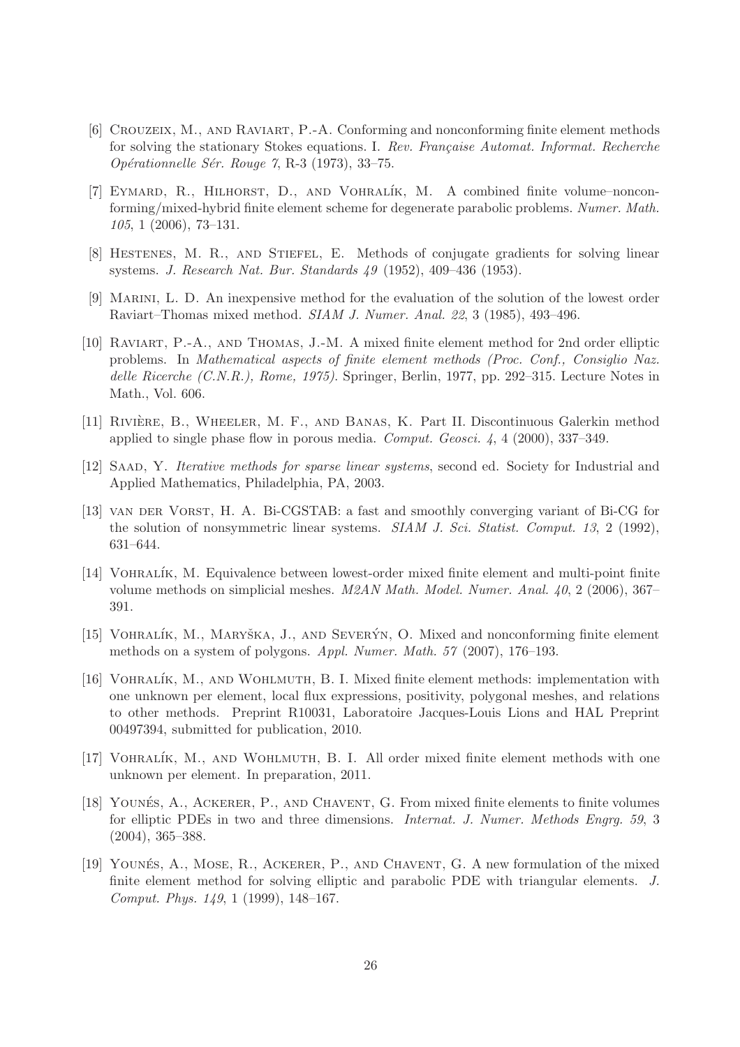[6] Crouzeix, M., and Raviart, P.-A. Conforming and nonconforming finite element methods for solving the stationary Stokes equations. I. *Rev. Française Automat. Informat. Recherche Opérationnelle Sér. Rouge 7*, R-3 (1973), 33–75.

[7] Eymard, R., Hilhorst, D., and Vohralík, M. A combined finite volume–nonconforming/mixed-hybrid finite element scheme for degenerate parabolic problems. *Numer. Math. 105*, 1 (2006), 73–131.

[8] Hestenes, M. R., and Stiefel, E. Methods of conjugate gradients for solving linear systems. *J. Research Nat. Bur. Standards 49* (1952), 409–436 (1953).

[9] Marini, L. D. An inexpensive method for the evaluation of the solution of the lowest order Raviart–Thomas mixed method. *SIAM J. Numer. Anal. 22*, 3 (1985), 493–496.

[10] Raviart, P.-A., and Thomas, J.-M. A mixed finite element method for 2nd order elliptic problems. In *Mathematical aspects of finite element methods (Proc. Conf., Consiglio Naz. delle Ricerche (C.N.R.), Rome, 1975)*. Springer, Berlin, 1977, pp. 292–315. Lecture Notes in Math., Vol. 606.

[11] Rivière, B., Wheeler, M. F., and Banas, K. Part II. Discontinuous Galerkin method applied to single phase flow in porous media. *Comput. Geosci. 4*, 4 (2000), 337–349.

[12] Saad, Y. *Iterative methods for sparse linear systems*, second ed. Society for Industrial and Applied Mathematics, Philadelphia, PA, 2003.

[13] van der Vorst, H. A. Bi-CGSTAB: a fast and smoothly converging variant of Bi-CG for the solution of nonsymmetric linear systems. *SIAM J. Sci. Statist. Comput. 13*, 2 (1992), 631–644.

[14] Vohralík, M. Equivalence between lowest-order mixed finite element and multi-point finite volume methods on simplicial meshes. *M2AN Math. Model. Numer. Anal. 40*, 2 (2006), 367–391.

[15] Vohralík, M., Maryška, J., and Severýn, O. Mixed and nonconforming finite element methods on a system of polygons. *Appl. Numer. Math. 57* (2007), 176–193.

[16] Vohralík, M., and Wohlmuth, B. I. Mixed finite element methods: implementation with one unknown per element, local flux expressions, positivity, polygonal meshes, and relations to other methods. Preprint R10031, Laboratoire Jacques-Louis Lions and HAL Preprint 00497394, submitted for publication, 2010.

[17] Vohralík, M., and Wohlmuth, B. I. All order mixed finite element methods with one unknown per element. In preparation, 2011.

[18] Younés, A., Ackerer, P., and Chavent, G. From mixed finite elements to finite volumes for elliptic PDEs in two and three dimensions. *Internat. J. Numer. Methods Engrg. 59*, 3 (2004), 365–388.

[19] Younés, A., Mose, R., Ackerer, P., and Chavent, G. A new formulation of the mixed finite element method for solving elliptic and parabolic PDE with triangular elements. *J. Comput. Phys. 149*, 1 (1999), 148–167.